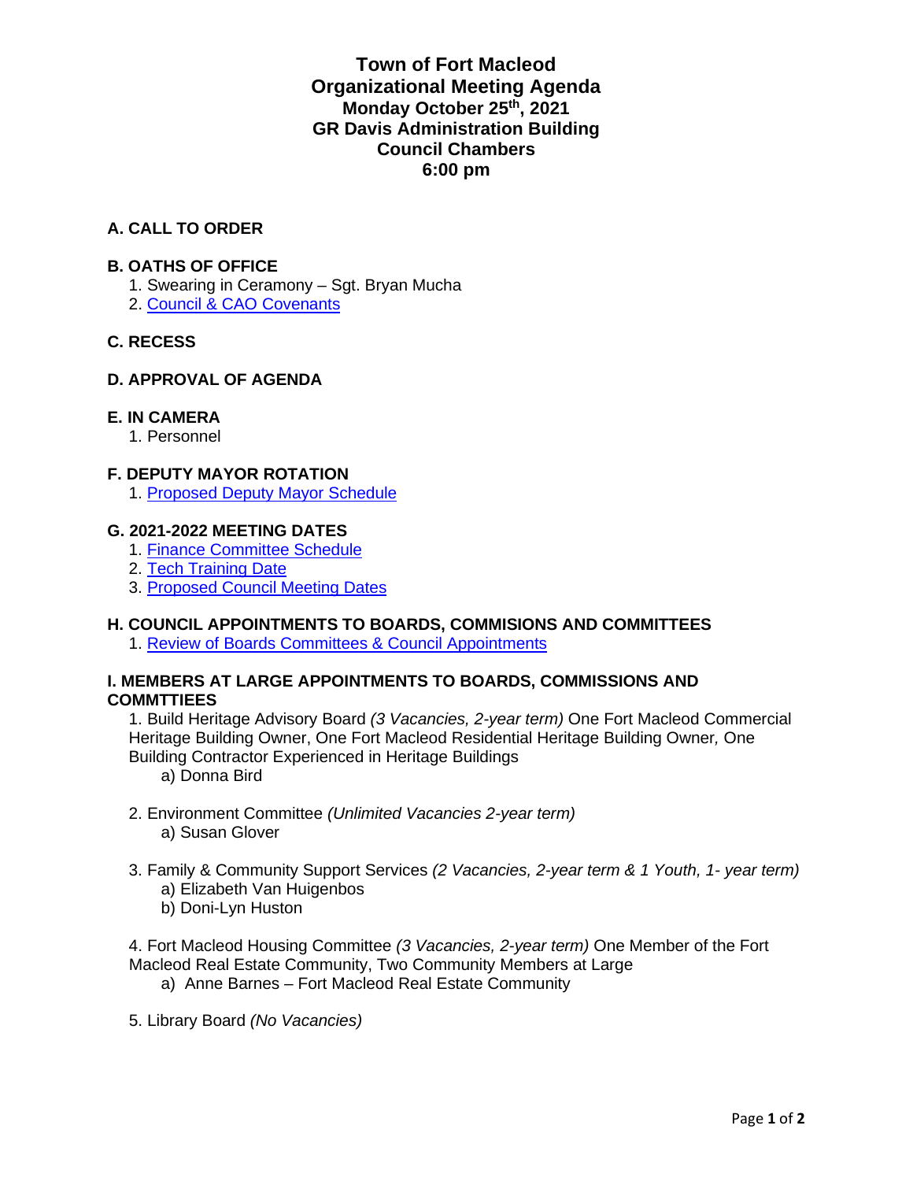# Town of Fort Macleod
## Organizational Meeting Agenda
### Monday October 25th, 2021
### GR Davis Administration Building
### Council Chambers
### 6:00 pm

**A. CALL TO ORDER**

**B. OATHS OF OFFICE**

1. Swearing in Ceramony – Sgt. Bryan Mucha
2. Council & CAO Covenants

**C. RECESS**

**D. APPROVAL OF AGENDA**

**E. IN CAMERA**

1. Personnel

**F. DEPUTY MAYOR ROTATION**

1. Proposed Deputy Mayor Schedule

**G. 2021-2022 MEETING DATES**

1. Finance Committee Schedule
2. Tech Training Date
3. Proposed Council Meeting Dates

**H. COUNCIL APPOINTMENTS TO BOARDS, COMMISIONS AND COMMITTEES**

1. Review of Boards Committees & Council Appointments

**I. MEMBERS AT LARGE APPOINTMENTS TO BOARDS, COMMISSIONS AND COMMTTIEES**

1. Build Heritage Advisory Board *(3 Vacancies, 2-year term)* One Fort Macleod Commercial Heritage Building Owner, One Fort Macleod Residential Heritage Building Owner*,* One Building Contractor Experienced in Heritage Buildings
   a) Donna Bird

2. Environment Committee *(Unlimited Vacancies 2-year term)*
   a) Susan Glover

3. Family & Community Support Services *(2 Vacancies, 2-year term & 1 Youth, 1- year term)*
   a) Elizabeth Van Huigenbos
   b) Doni-Lyn Huston

4. Fort Macleod Housing Committee *(3 Vacancies, 2-year term)* One Member of the Fort Macleod Real Estate Community, Two Community Members at Large
   a) Anne Barnes – Fort Macleod Real Estate Community

5. Library Board *(No Vacancies)*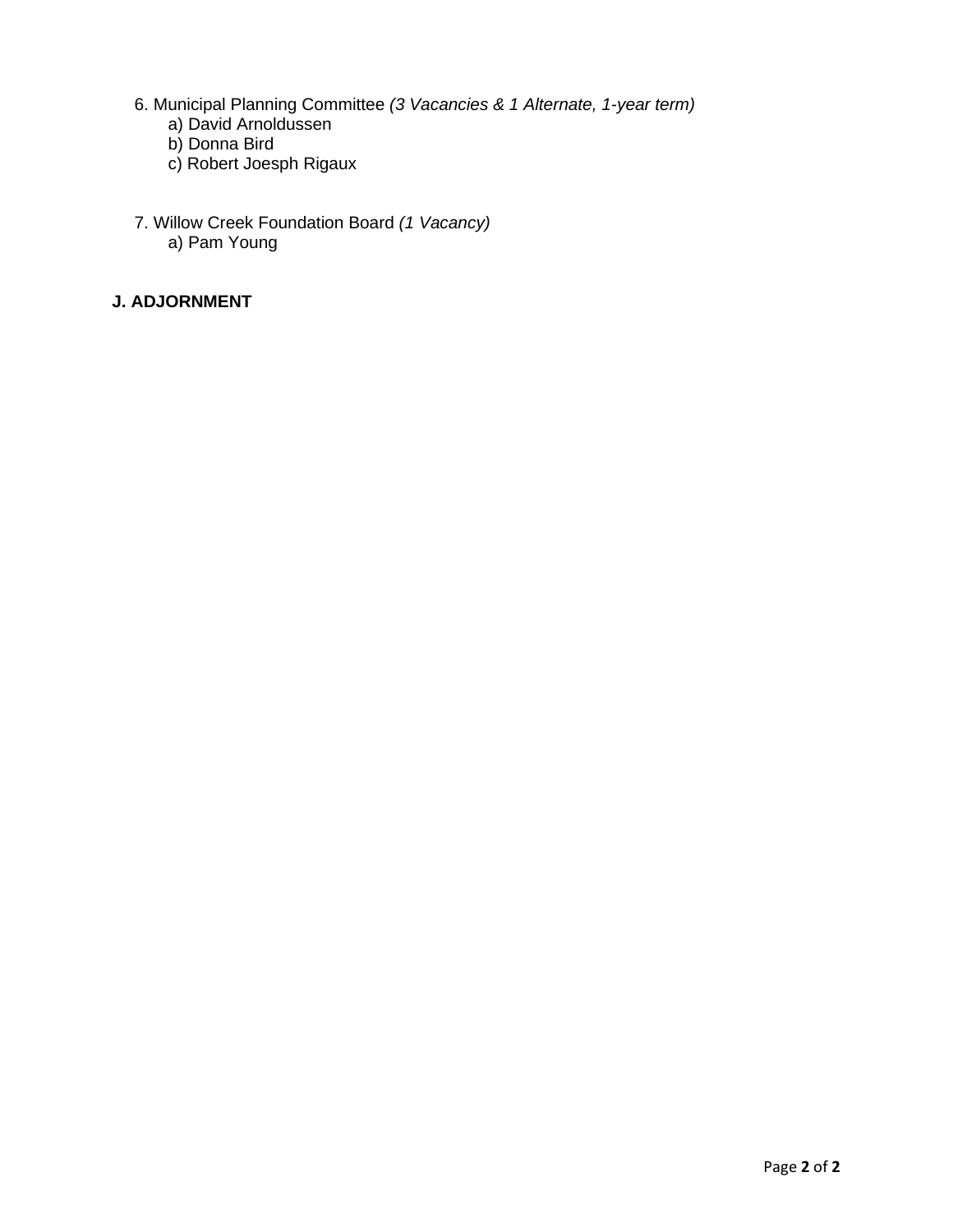6. Municipal Planning Committee *(3 Vacancies & 1 Alternate, 1-year term)*
   - a) David Arnoldussen
   - b) Donna Bird
   - c) Robert Joesph Rigaux

7. Willow Creek Foundation Board *(1 Vacancy)*
   - a) Pam Young

**J. ADJORNMENT**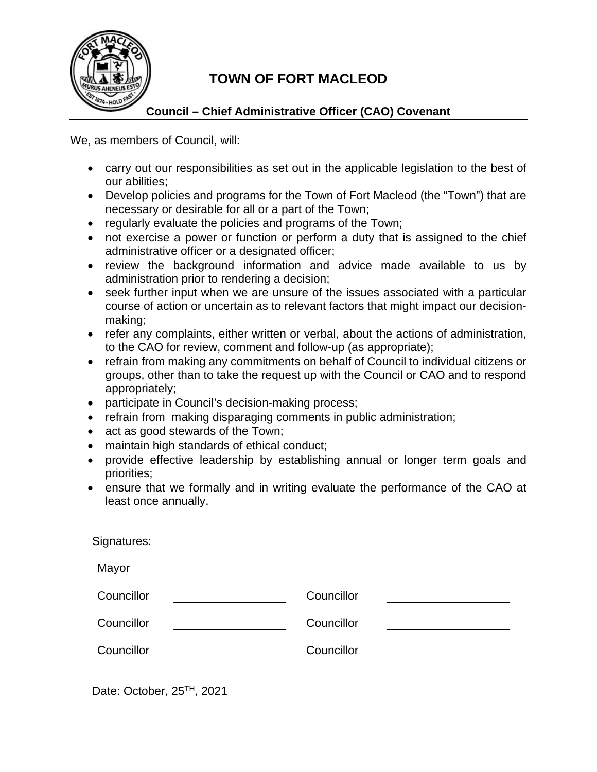# TOWN OF FORT MACLEOD

## Council – Chief Administrative Officer (CAO) Covenant

We, as members of Council, will:

- carry out our responsibilities as set out in the applicable legislation to the best of our abilities;
- Develop policies and programs for the Town of Fort Macleod (the "Town") that are necessary or desirable for all or a part of the Town;
- regularly evaluate the policies and programs of the Town;
- not exercise a power or function or perform a duty that is assigned to the chief administrative officer or a designated officer;
- review the background information and advice made available to us by administration prior to rendering a decision;
- seek further input when we are unsure of the issues associated with a particular course of action or uncertain as to relevant factors that might impact our decision-making;
- refer any complaints, either written or verbal, about the actions of administration, to the CAO for review, comment and follow-up (as appropriate);
- refrain from making any commitments on behalf of Council to individual citizens or groups, other than to take the request up with the Council or CAO and to respond appropriately;
- participate in Council's decision-making process;
- refrain from making disparaging comments in public administration;
- act as good stewards of the Town;
- maintain high standards of ethical conduct;
- provide effective leadership by establishing annual or longer term goals and priorities;
- ensure that we formally and in writing evaluate the performance of the CAO at least once annually.

Signatures:

Mayor \_\_\_\_\_\_\_\_\_\_\_\_\_\_\_\_

Councillor \_\_\_\_\_\_\_\_\_\_\_\_\_\_\_\_ Councillor \_\_\_\_\_\_\_\_\_\_\_\_\_\_\_\_

Councillor \_\_\_\_\_\_\_\_\_\_\_\_\_\_\_\_ Councillor \_\_\_\_\_\_\_\_\_\_\_\_\_\_\_\_

Councillor \_\_\_\_\_\_\_\_\_\_\_\_\_\_\_\_ Councillor \_\_\_\_\_\_\_\_\_\_\_\_\_\_\_\_

Date: October, 25TH, 2021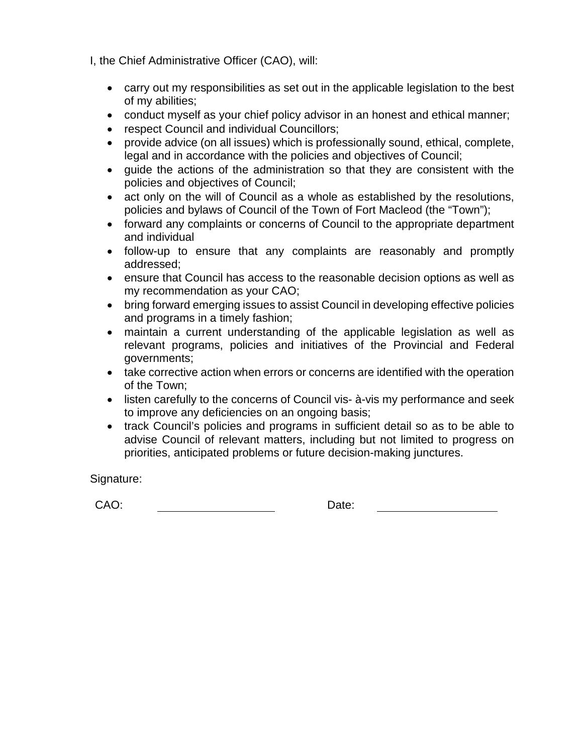I, the Chief Administrative Officer (CAO), will:

- carry out my responsibilities as set out in the applicable legislation to the best of my abilities;
- conduct myself as your chief policy advisor in an honest and ethical manner;
- respect Council and individual Councillors;
- provide advice (on all issues) which is professionally sound, ethical, complete, legal and in accordance with the policies and objectives of Council;
- guide the actions of the administration so that they are consistent with the policies and objectives of Council;
- act only on the will of Council as a whole as established by the resolutions, policies and bylaws of Council of the Town of Fort Macleod (the "Town");
- forward any complaints or concerns of Council to the appropriate department and individual
- follow-up to ensure that any complaints are reasonably and promptly addressed;
- ensure that Council has access to the reasonable decision options as well as my recommendation as your CAO;
- bring forward emerging issues to assist Council in developing effective policies and programs in a timely fashion;
- maintain a current understanding of the applicable legislation as well as relevant programs, policies and initiatives of the Provincial and Federal governments;
- take corrective action when errors or concerns are identified with the operation of the Town;
- listen carefully to the concerns of Council vis- à-vis my performance and seek to improve any deficiencies on an ongoing basis;
- track Council's policies and programs in sufficient detail so as to be able to advise Council of relevant matters, including but not limited to progress on priorities, anticipated problems or future decision-making junctures.

Signature:

CAO: \_\_\_\_\_\_\_\_\_\_\_\_\_\_\_\_\_\_ Date: \_\_\_\_\_\_\_\_\_\_\_\_\_\_\_\_\_\_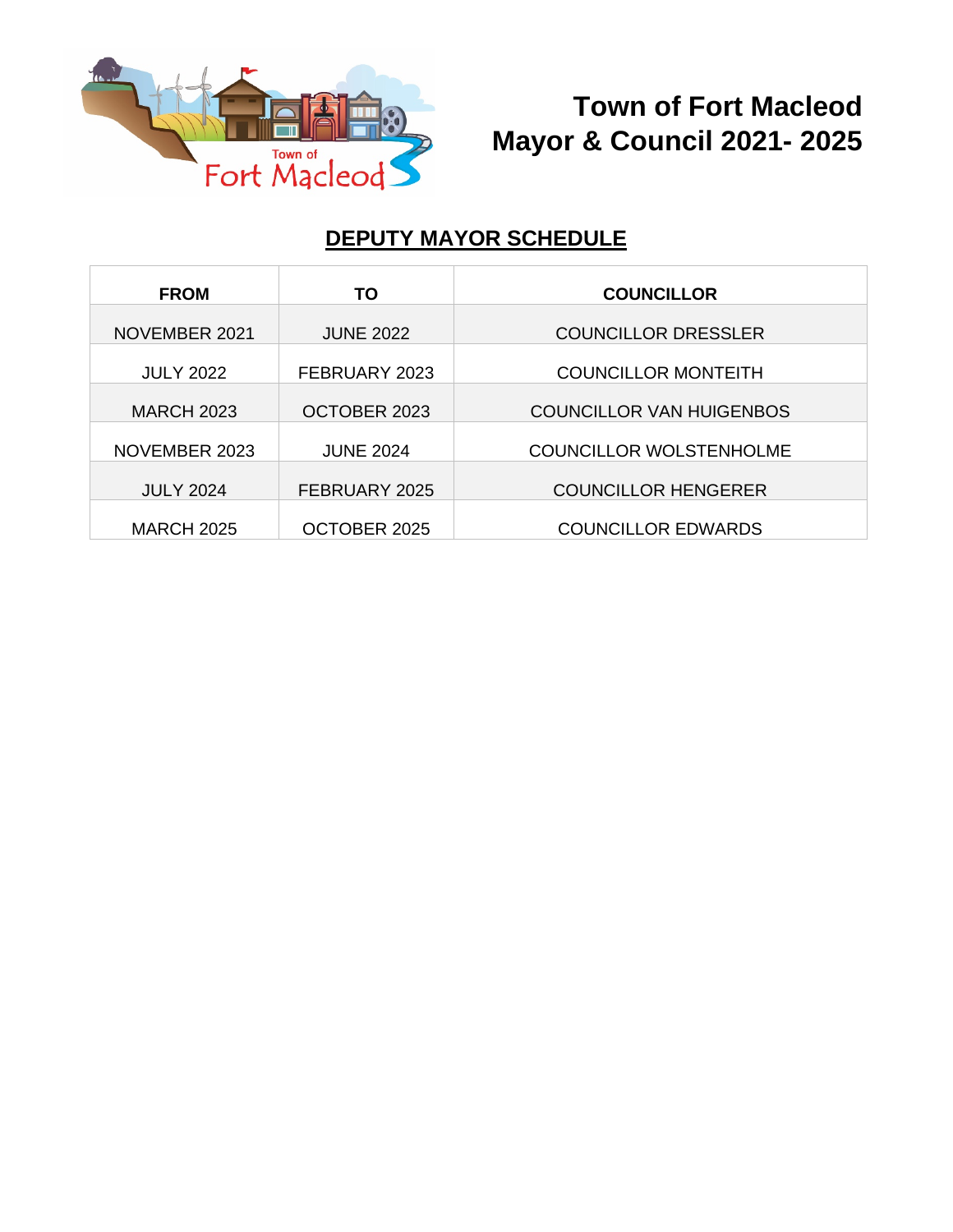# Town of Fort Macleod
# Mayor & Council 2021- 2025

## DEPUTY MAYOR SCHEDULE

| FROM | TO | COUNCILLOR |
|---|---|---|
| NOVEMBER 2021 | JUNE 2022 | COUNCILLOR DRESSLER |
| JULY 2022 | FEBRUARY 2023 | COUNCILLOR MONTEITH |
| MARCH 2023 | OCTOBER 2023 | COUNCILLOR VAN HUIGENBOS |
| NOVEMBER 2023 | JUNE 2024 | COUNCILLOR WOLSTENHOLME |
| JULY 2024 | FEBRUARY 2025 | COUNCILLOR HENGERER |
| MARCH 2025 | OCTOBER 2025 | COUNCILLOR EDWARDS |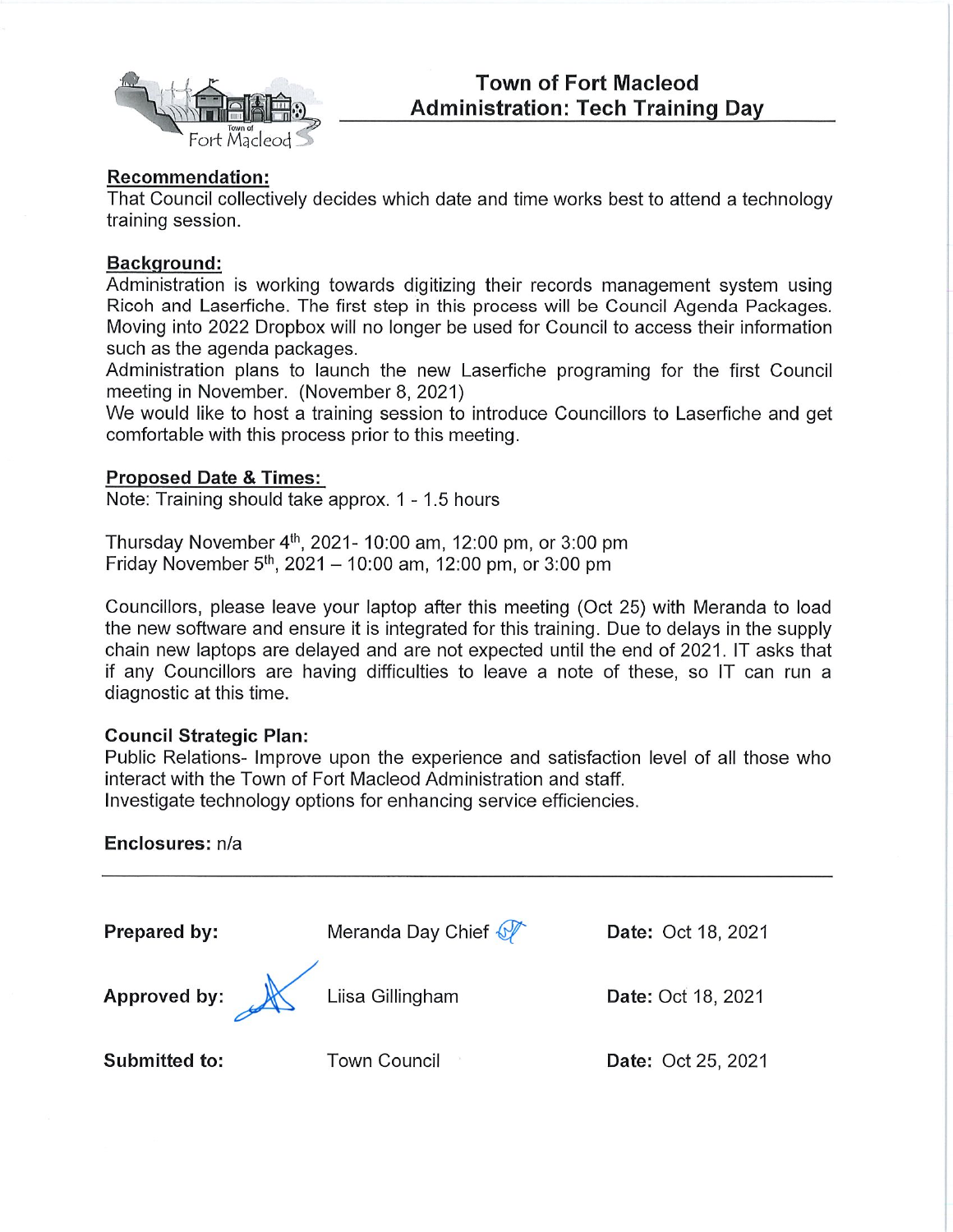# Town of Fort Macleod
## Administration: Tech Training Day

**Recommendation:**
That Council collectively decides which date and time works best to attend a technology training session.

**Background:**
Administration is working towards digitizing their records management system using Ricoh and Laserfiche. The first step in this process will be Council Agenda Packages. Moving into 2022 Dropbox will no longer be used for Council to access their information such as the agenda packages.
Administration plans to launch the new Laserfiche programing for the first Council meeting in November. (November 8, 2021)
We would like to host a training session to introduce Councillors to Laserfiche and get comfortable with this process prior to this meeting.

**Proposed Date & Times:**
Note: Training should take approx. 1 - 1.5 hours

Thursday November 4th, 2021- 10:00 am, 12:00 pm, or 3:00 pm
Friday November 5th, 2021 – 10:00 am, 12:00 pm, or 3:00 pm

Councillors, please leave your laptop after this meeting (Oct 25) with Meranda to load the new software and ensure it is integrated for this training. Due to delays in the supply chain new laptops are delayed and are not expected until the end of 2021. IT asks that if any Councillors are having difficulties to leave a note of these, so IT can run a diagnostic at this time.

**Council Strategic Plan:**
Public Relations- Improve upon the experience and satisfaction level of all those who interact with the Town of Fort Macleod Administration and staff.
Investigate technology options for enhancing service efficiencies.

**Enclosures:** n/a

---

| | | |
|---|---|---|
| **Prepared by:** | Meranda Day Chief | **Date:** Oct 18, 2021 |
| **Approved by:** | Liisa Gillingham | **Date:** Oct 18, 2021 |
| **Submitted to:** | Town Council | **Date:** Oct 25, 2021 |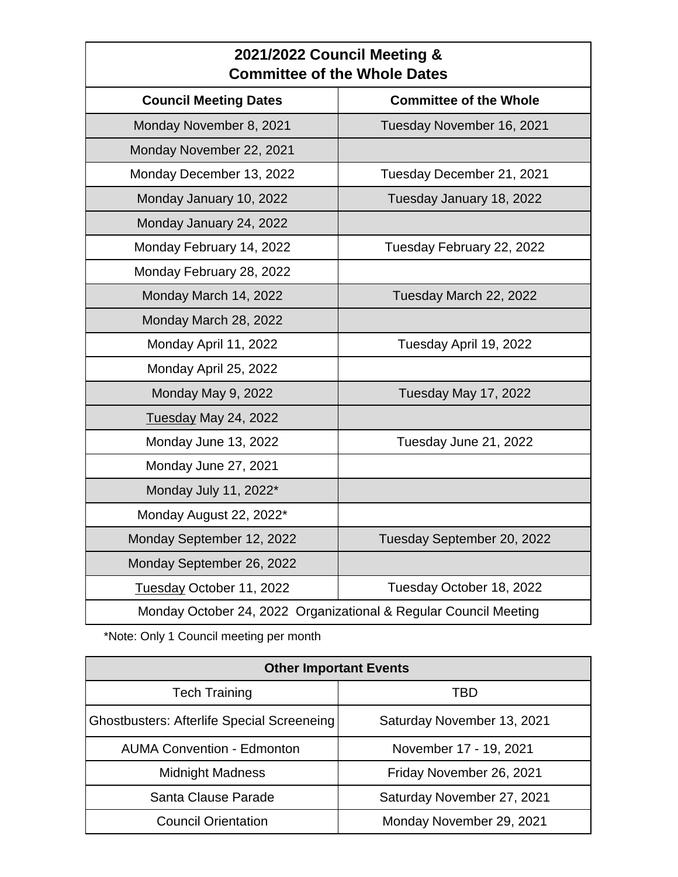| 2021/2022 Council Meeting & Committee of the Whole Dates | |
|---|---|
| **Council Meeting Dates** | **Committee of the Whole** |
| Monday November 8, 2021 | Tuesday November 16, 2021 |
| Monday November 22, 2021 | |
| Monday December 13, 2022 | Tuesday December 21, 2021 |
| Monday January 10, 2022 | Tuesday January 18, 2022 |
| Monday January 24, 2022 | |
| Monday February 14, 2022 | Tuesday February 22, 2022 |
| Monday February 28, 2022 | |
| Monday March 14, 2022 | Tuesday March 22, 2022 |
| Monday March 28, 2022 | |
| Monday April 11, 2022 | Tuesday April 19, 2022 |
| Monday April 25, 2022 | |
| Monday May 9, 2022 | Tuesday May 17, 2022 |
| Tuesday May 24, 2022 | |
| Monday June 13, 2022 | Tuesday June 21, 2022 |
| Monday June 27, 2021 | |
| Monday July 11, 2022* | |
| Monday August 22, 2022* | |
| Monday September 12, 2022 | Tuesday September 20, 2022 |
| Monday September 26, 2022 | |
| Tuesday October 11, 2022 | Tuesday October 18, 2022 |
| Monday October 24, 2022 Organizational & Regular Council Meeting | |

*Note: Only 1 Council meeting per month

| Other Important Events | |
|---|---|
| Tech Training | TBD |
| Ghostbusters: Afterlife Special Screeneing | Saturday November 13, 2021 |
| AUMA Convention - Edmonton | November 17 - 19, 2021 |
| Midnight Madness | Friday November 26, 2021 |
| Santa Clause Parade | Saturday November 27, 2021 |
| Council Orientation | Monday November 29, 2021 |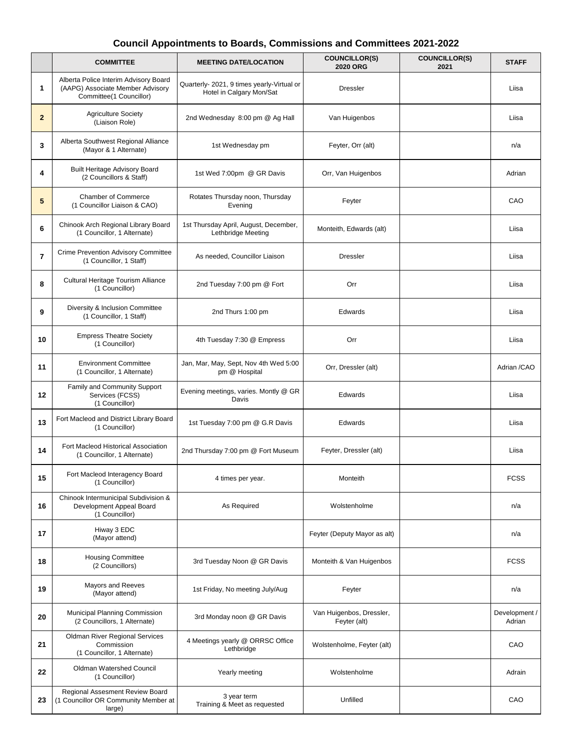# Council Appointments to Boards, Commissions and Committees 2021-2022

| | COMMITTEE | MEETING DATE/LOCATION | COUNCILLOR(S) 2020 ORG | COUNCILLOR(S) 2021 | STAFF |
|---|---|---|---|---|---|
| 1 | Alberta Police Interim Advisory Board (AAPG) Associate Member Advisory Committee(1 Councillor) | Quarterly- 2021, 9 times yearly-Virtual or Hotel in Calgary Mon/Sat | Dressler | | Liisa |
| 2 | Agriculture Society (Liaison Role) | 2nd Wednesday 8:00 pm @ Ag Hall | Van Huigenbos | | Liisa |
| 3 | Alberta Southwest Regional Alliance (Mayor & 1 Alternate) | 1st Wednesday pm | Feyter, Orr (alt) | | n/a |
| 4 | Built Heritage Advisory Board (2 Councillors & Staff) | 1st Wed 7:00pm @ GR Davis | Orr, Van Huigenbos | | Adrian |
| 5 | Chamber of Commerce (1 Councillor Liaison & CAO) | Rotates Thursday noon, Thursday Evening | Feyter | | CAO |
| 6 | Chinook Arch Regional Library Board (1 Councillor, 1 Alternate) | 1st Thursday April, August, December, Lethbridge Meeting | Monteith, Edwards (alt) | | Liisa |
| 7 | Crime Prevention Advisory Committee (1 Councillor, 1 Staff) | As needed, Councillor Liaison | Dressler | | Liisa |
| 8 | Cultural Heritage Tourism Alliance (1 Councillor) | 2nd Tuesday 7:00 pm @ Fort | Orr | | Liisa |
| 9 | Diversity & Inclusion Committee (1 Councillor, 1 Staff) | 2nd Thurs 1:00 pm | Edwards | | Liisa |
| 10 | Empress Theatre Society (1 Councillor) | 4th Tuesday 7:30 @ Empress | Orr | | Liisa |
| 11 | Environment Committee (1 Councillor, 1 Alternate) | Jan, Mar, May, Sept, Nov 4th Wed 5:00 pm @ Hospital | Orr, Dressler (alt) | | Adrian /CAO |
| 12 | Family and Community Support Services (FCSS) (1 Councillor) | Evening meetings, varies. Montly @ GR Davis | Edwards | | Liisa |
| 13 | Fort Macleod and District Library Board (1 Councillor) | 1st Tuesday 7:00 pm @ G.R Davis | Edwards | | Liisa |
| 14 | Fort Macleod Historical Association (1 Councillor, 1 Alternate) | 2nd Thursday 7:00 pm @ Fort Museum | Feyter, Dressler (alt) | | Liisa |
| 15 | Fort Macleod Interagency Board (1 Councillor) | 4 times per year. | Monteith | | FCSS |
| 16 | Chinook Intermunicipal Subdivision & Development Appeal Board (1 Councillor) | As Required | Wolstenholme | | n/a |
| 17 | Hiway 3 EDC (Mayor attend) | | Feyter (Deputy Mayor as alt) | | n/a |
| 18 | Housing Committee (2 Councillors) | 3rd Tuesday Noon @ GR Davis | Monteith & Van Huigenbos | | FCSS |
| 19 | Mayors and Reeves (Mayor attend) | 1st Friday, No meeting July/Aug | Feyter | | n/a |
| 20 | Municipal Planning Commission (2 Councillors, 1 Alternate) | 3rd Monday noon @ GR Davis | Van Huigenbos, Dressler, Feyter (alt) | | Development / Adrian |
| 21 | Oldman River Regional Services Commission (1 Councillor, 1 Alternate) | 4 Meetings yearly @ ORRSC Office Lethbridge | Wolstenholme, Feyter (alt) | | CAO |
| 22 | Oldman Watershed Council (1 Councillor) | Yearly meeting | Wolstenholme | | Adrain |
| 23 | Regional Assesment Review Board (1 Councillor OR Community Member at large) | 3 year term Training & Meet as requested | Unfilled | | CAO |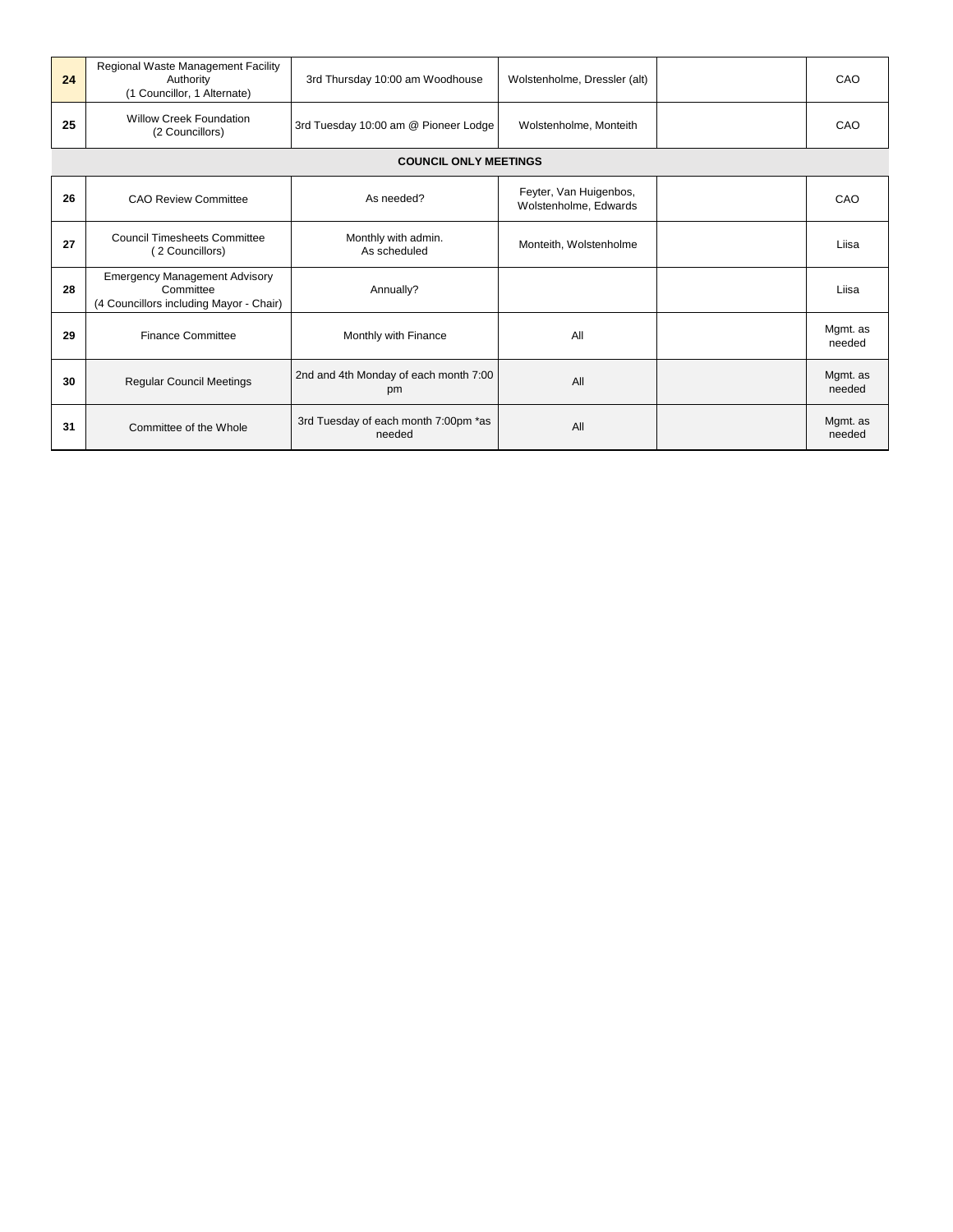| | | | | | |
|---|---|---|---|---|---|
| **24** | Regional Waste Management Facility Authority (1 Councillor, 1 Alternate) | 3rd Thursday 10:00 am Woodhouse | Wolstenholme, Dressler (alt) | | CAO |
| **25** | Willow Creek Foundation (2 Councillors) | 3rd Tuesday 10:00 am @ Pioneer Lodge | Wolstenholme, Monteith | | CAO |
| | | **COUNCIL ONLY MEETINGS** | | | |
| **26** | CAO Review Committee | As needed? | Feyter, Van Huigenbos, Wolstenholme, Edwards | | CAO |
| **27** | Council Timesheets Committee ( 2 Councillors) | Monthly with admin. As scheduled | Monteith, Wolstenholme | | Liisa |
| **28** | Emergency Management Advisory Committee (4 Councillors including Mayor - Chair) | Annually? | | | Liisa |
| **29** | Finance Committee | Monthly with Finance | All | | Mgmt. as needed |
| **30** | Regular Council Meetings | 2nd and 4th Monday of each month 7:00 pm | All | | Mgmt. as needed |
| **31** | Committee of the Whole | 3rd Tuesday of each month 7:00pm *as needed | All | | Mgmt. as needed |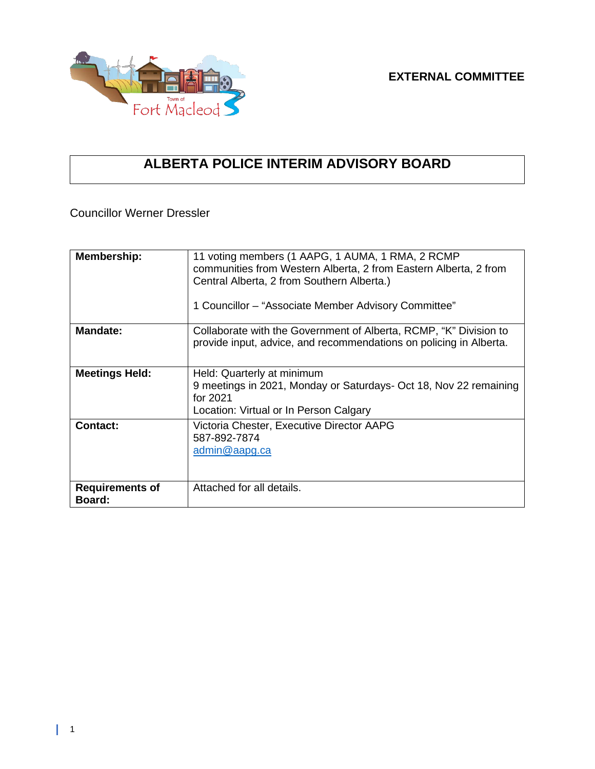**EXTERNAL COMMITTEE**

# ALBERTA POLICE INTERIM ADVISORY BOARD

Councillor Werner Dressler

| | |
|---|---|
| **Membership:** | 11 voting members (1 AAPG, 1 AUMA, 1 RMA, 2 RCMP communities from Western Alberta, 2 from Eastern Alberta, 2 from Central Alberta, 2 from Southern Alberta.)<br><br>1 Councillor – "Associate Member Advisory Committee" |
| **Mandate:** | Collaborate with the Government of Alberta, RCMP, "K" Division to provide input, advice, and recommendations on policing in Alberta. |
| **Meetings Held:** | Held: Quarterly at minimum<br>9 meetings in 2021, Monday or Saturdays- Oct 18, Nov 22 remaining for 2021<br>Location: Virtual or In Person Calgary |
| **Contact:** | Victoria Chester, Executive Director AAPG<br>587-892-7874<br>admin@aapg.ca |
| **Requirements of Board:** | Attached for all details. |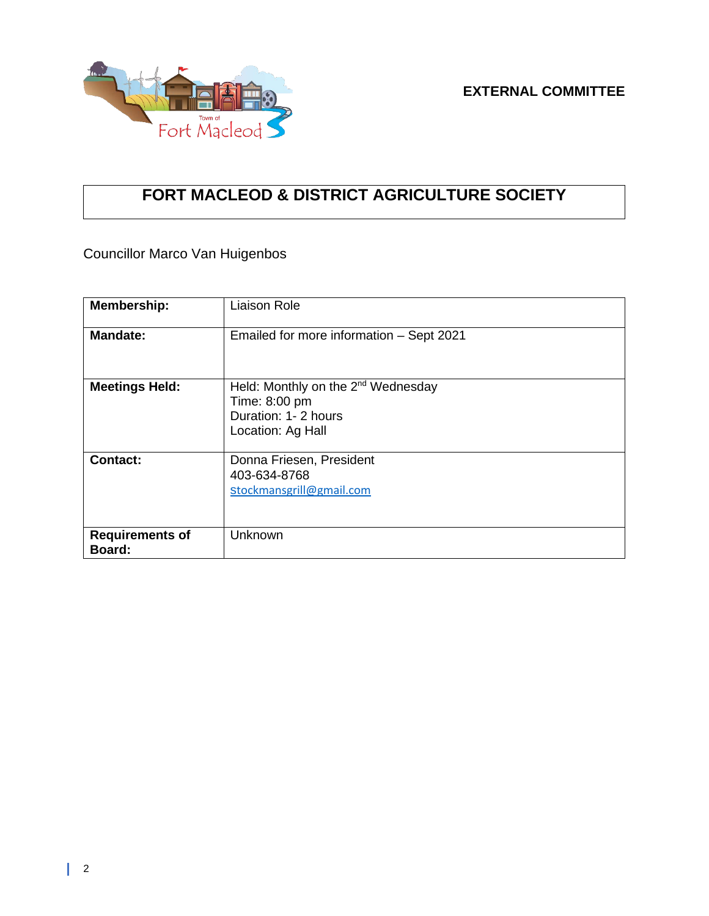**EXTERNAL COMMITTEE**

# FORT MACLEOD & DISTRICT AGRICULTURE SOCIETY

Councillor Marco Van Huigenbos

| | |
|---|---|
| **Membership:** | Liaison Role |
| **Mandate:** | Emailed for more information – Sept 2021 |
| **Meetings Held:** | Held: Monthly on the 2nd Wednesday<br>Time: 8:00 pm<br>Duration: 1- 2 hours<br>Location: Ag Hall |
| **Contact:** | Donna Friesen, President<br>403-634-8768<br>stockmansgrill@gmail.com |
| **Requirements of Board:** | Unknown |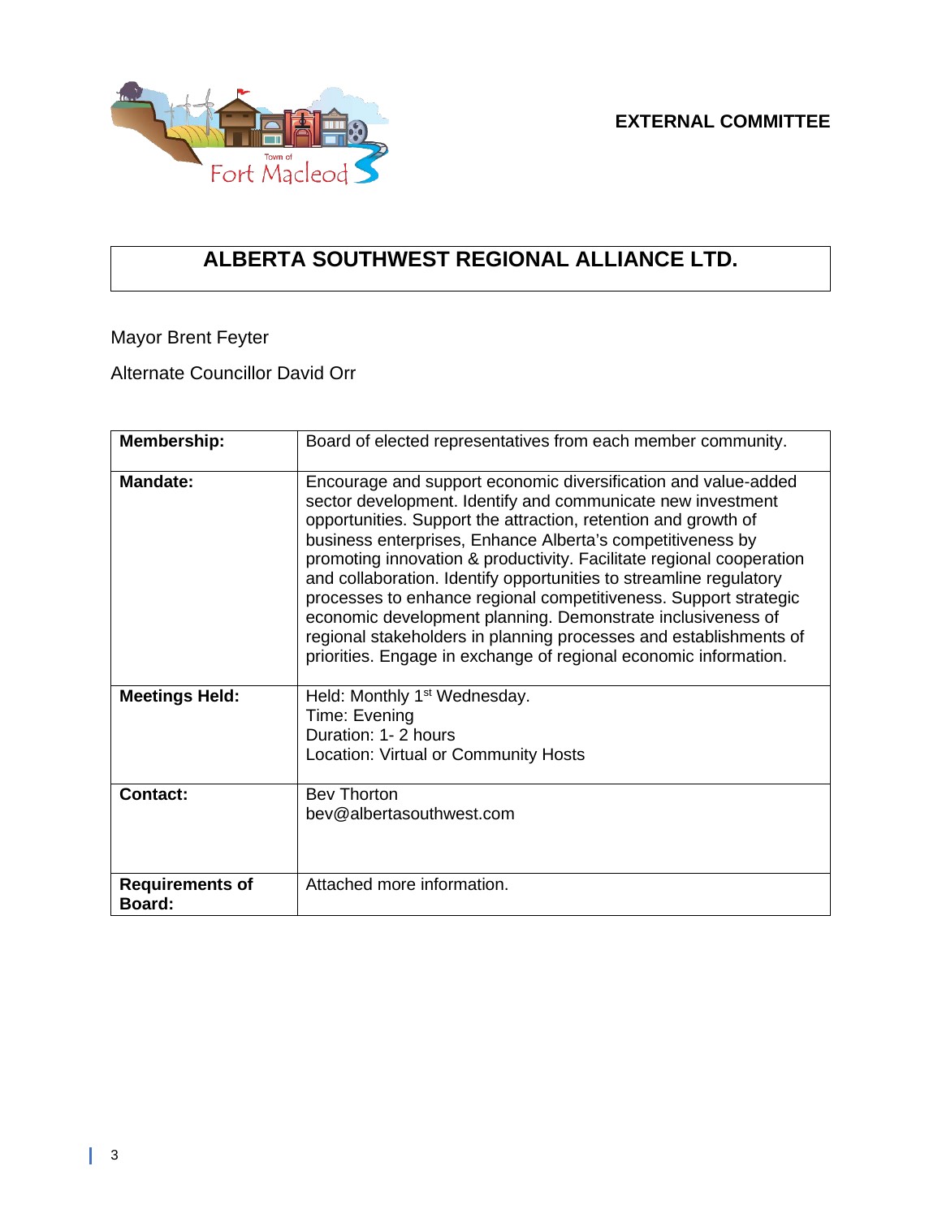**EXTERNAL COMMITTEE**

# ALBERTA SOUTHWEST REGIONAL ALLIANCE LTD.

Mayor Brent Feyter

Alternate Councillor David Orr

| | |
|---|---|
| **Membership:** | Board of elected representatives from each member community. |
| **Mandate:** | Encourage and support economic diversification and value-added sector development. Identify and communicate new investment opportunities. Support the attraction, retention and growth of business enterprises, Enhance Alberta's competitiveness by promoting innovation & productivity. Facilitate regional cooperation and collaboration. Identify opportunities to streamline regulatory processes to enhance regional competitiveness. Support strategic economic development planning. Demonstrate inclusiveness of regional stakeholders in planning processes and establishments of priorities. Engage in exchange of regional economic information. |
| **Meetings Held:** | Held: Monthly 1st Wednesday.<br>Time: Evening<br>Duration: 1- 2 hours<br>Location: Virtual or Community Hosts |
| **Contact:** | Bev Thorton<br>bev@albertasouthwest.com |
| **Requirements of Board:** | Attached more information. |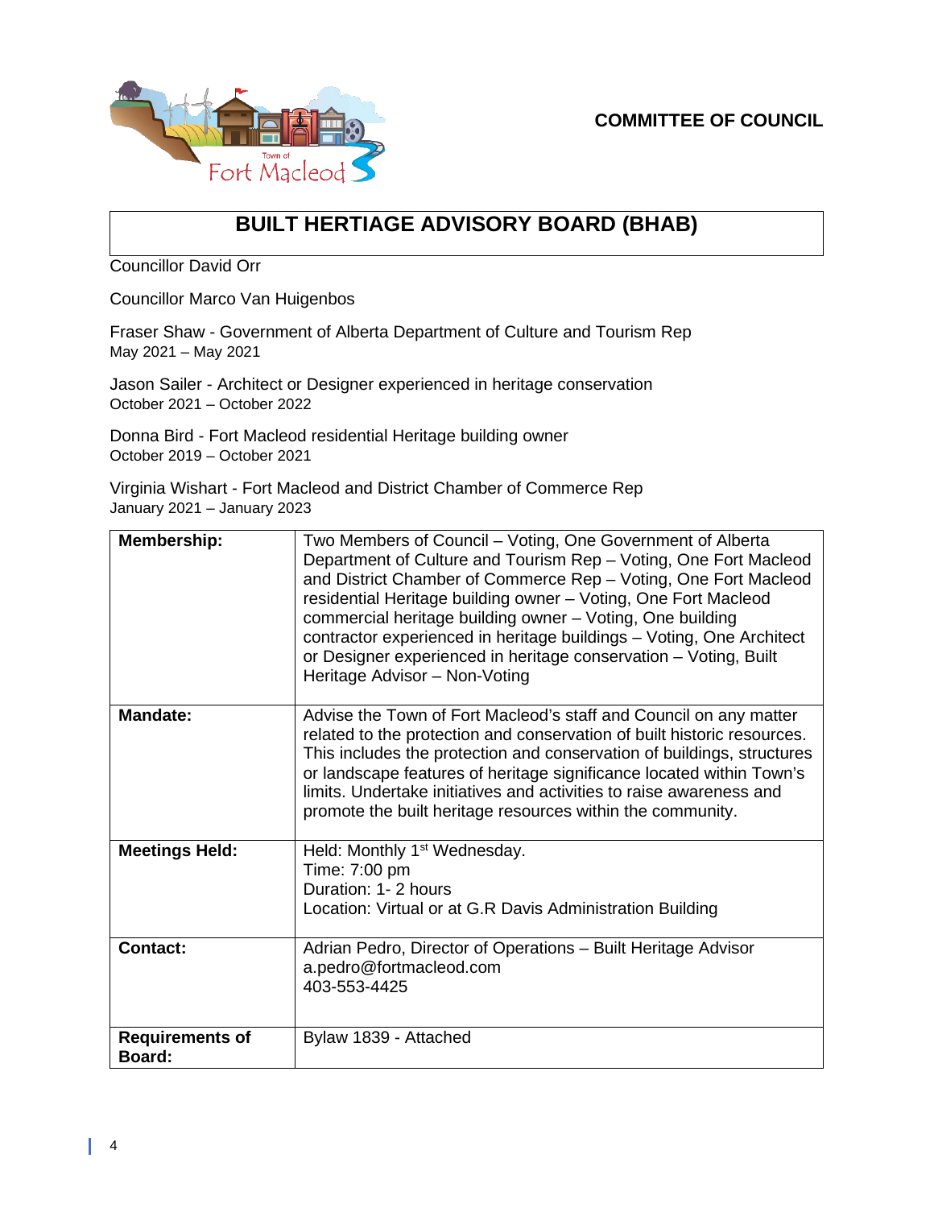**COMMITTEE OF COUNCIL**

# BUILT HERTIAGE ADVISORY BOARD (BHAB)

Councillor David Orr

Councillor Marco Van Huigenbos

Fraser Shaw - Government of Alberta Department of Culture and Tourism Rep
May 2021 – May 2021

Jason Sailer - Architect or Designer experienced in heritage conservation
October 2021 – October 2022

Donna Bird - Fort Macleod residential Heritage building owner
October 2019 – October 2021

Virginia Wishart - Fort Macleod and District Chamber of Commerce Rep
January 2021 – January 2023

| | |
|---|---|
| **Membership:** | Two Members of Council – Voting, One Government of Alberta Department of Culture and Tourism Rep – Voting, One Fort Macleod and District Chamber of Commerce Rep – Voting, One Fort Macleod residential Heritage building owner – Voting, One Fort Macleod commercial heritage building owner – Voting, One building contractor experienced in heritage buildings – Voting, One Architect or Designer experienced in heritage conservation – Voting, Built Heritage Advisor – Non-Voting |
| **Mandate:** | Advise the Town of Fort Macleod's staff and Council on any matter related to the protection and conservation of built historic resources. This includes the protection and conservation of buildings, structures or landscape features of heritage significance located within Town's limits. Undertake initiatives and activities to raise awareness and promote the built heritage resources within the community. |
| **Meetings Held:** | Held: Monthly 1st Wednesday.<br>Time: 7:00 pm<br>Duration: 1- 2 hours<br>Location: Virtual or at G.R Davis Administration Building |
| **Contact:** | Adrian Pedro, Director of Operations – Built Heritage Advisor<br>a.pedro@fortmacleod.com<br>403-553-4425 |
| **Requirements of Board:** | Bylaw 1839 - Attached |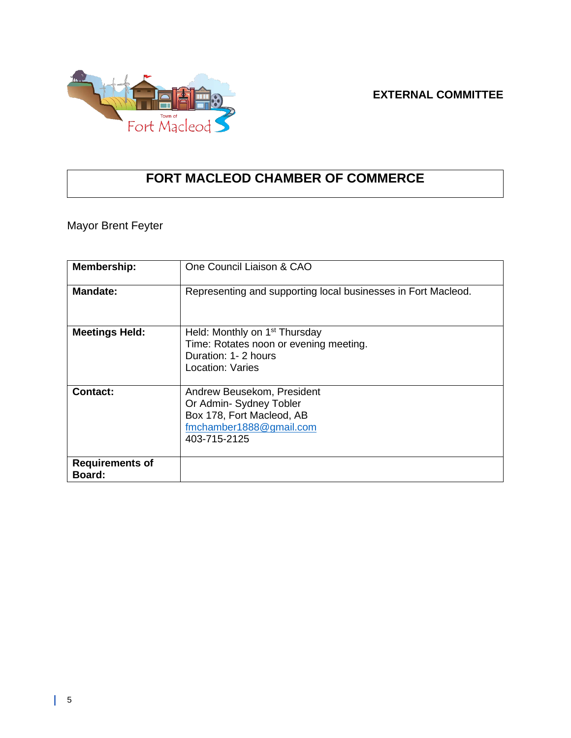**EXTERNAL COMMITTEE**

# FORT MACLEOD CHAMBER OF COMMERCE

Mayor Brent Feyter

| **Membership:** | One Council Liaison & CAO |
|---|---|
| **Mandate:** | Representing and supporting local businesses in Fort Macleod. |
| **Meetings Held:** | Held: Monthly on 1st Thursday<br>Time: Rotates noon or evening meeting.<br>Duration: 1- 2 hours<br>Location: Varies |
| **Contact:** | Andrew Beusekom, President<br>Or Admin- Sydney Tobler<br>Box 178, Fort Macleod, AB<br>fmchamber1888@gmail.com<br>403-715-2125 |
| **Requirements of Board:** | |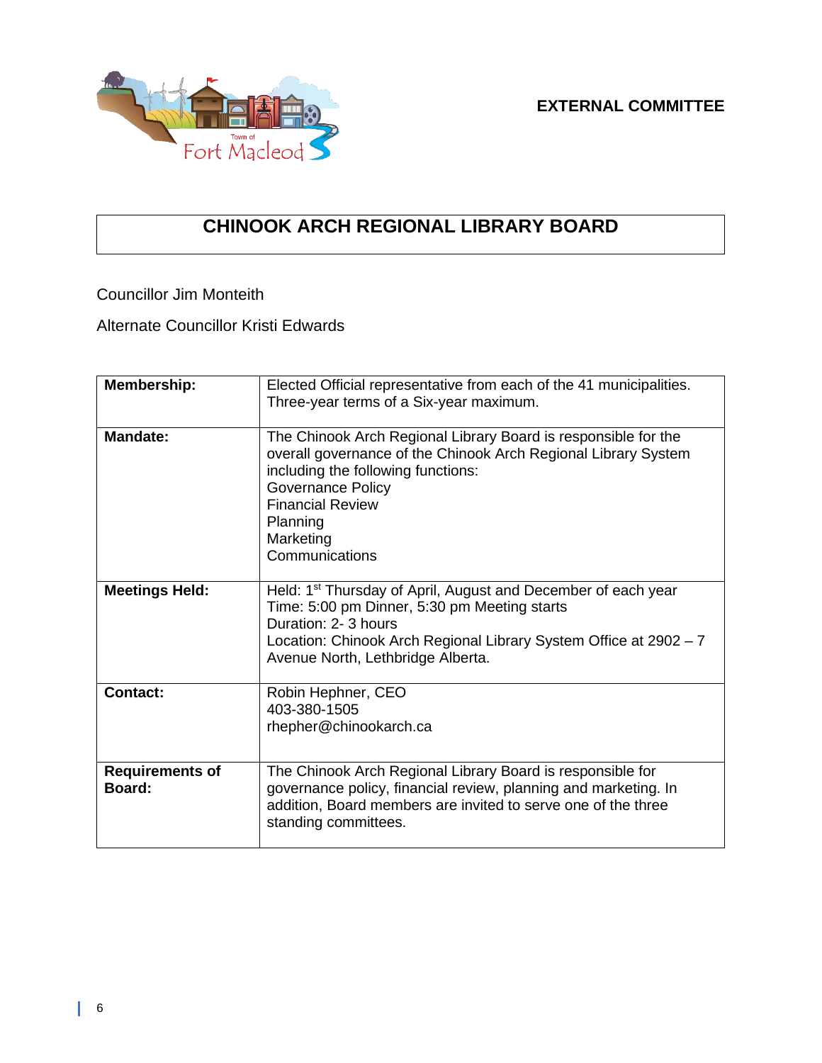**EXTERNAL COMMITTEE**

# CHINOOK ARCH REGIONAL LIBRARY BOARD

Councillor Jim Monteith

Alternate Councillor Kristi Edwards

| | |
|---|---|
| **Membership:** | Elected Official representative from each of the 41 municipalities. Three-year terms of a Six-year maximum. |
| **Mandate:** | The Chinook Arch Regional Library Board is responsible for the overall governance of the Chinook Arch Regional Library System including the following functions:<br>Governance Policy<br>Financial Review<br>Planning<br>Marketing<br>Communications |
| **Meetings Held:** | Held: 1st Thursday of April, August and December of each year<br>Time: 5:00 pm Dinner, 5:30 pm Meeting starts<br>Duration: 2- 3 hours<br>Location: Chinook Arch Regional Library System Office at 2902 – 7 Avenue North, Lethbridge Alberta. |
| **Contact:** | Robin Hephner, CEO<br>403-380-1505<br>rhepher@chinookarch.ca |
| **Requirements of Board:** | The Chinook Arch Regional Library Board is responsible for governance policy, financial review, planning and marketing. In addition, Board members are invited to serve one of the three standing committees. |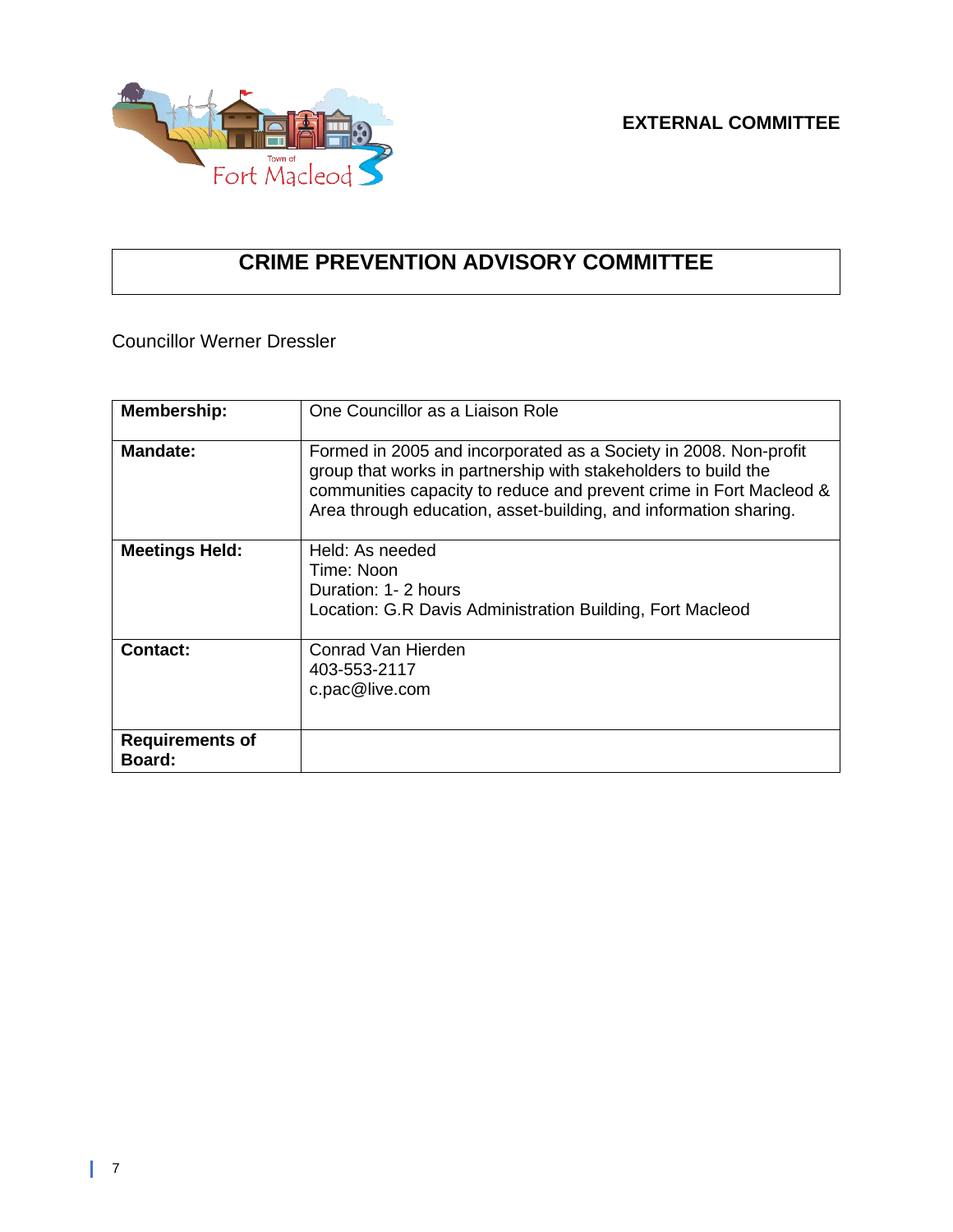**EXTERNAL COMMITTEE**

# CRIME PREVENTION ADVISORY COMMITTEE

Councillor Werner Dressler

| | |
|---|---|
| **Membership:** | One Councillor as a Liaison Role |
| **Mandate:** | Formed in 2005 and incorporated as a Society in 2008. Non-profit group that works in partnership with stakeholders to build the communities capacity to reduce and prevent crime in Fort Macleod & Area through education, asset-building, and information sharing. |
| **Meetings Held:** | Held: As needed<br>Time: Noon<br>Duration: 1- 2 hours<br>Location: G.R Davis Administration Building, Fort Macleod |
| **Contact:** | Conrad Van Hierden<br>403-553-2117<br>c.pac@live.com |
| **Requirements of Board:** | |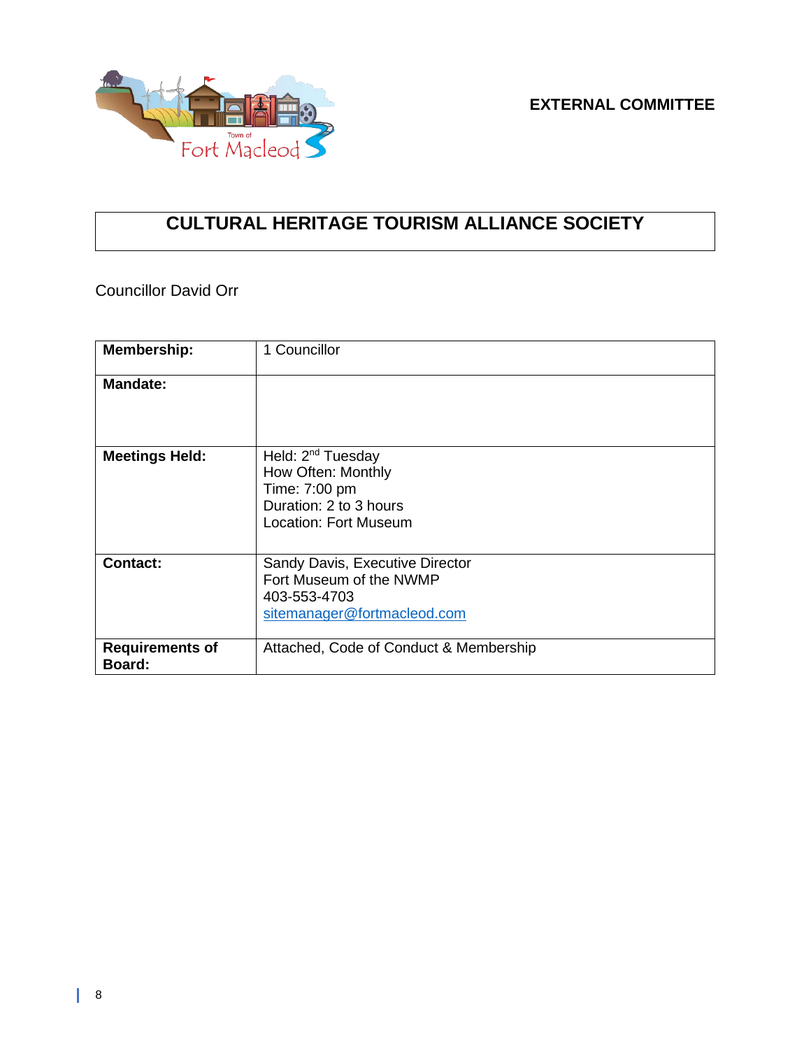**EXTERNAL COMMITTEE**

# CULTURAL HERITAGE TOURISM ALLIANCE SOCIETY

Councillor David Orr

| **Membership:** | 1 Councillor |
|---|---|
| **Mandate:** | |
| **Meetings Held:** | Held: 2nd Tuesday<br>How Often: Monthly<br>Time: 7:00 pm<br>Duration: 2 to 3 hours<br>Location: Fort Museum |
| **Contact:** | Sandy Davis, Executive Director<br>Fort Museum of the NWMP<br>403-553-4703<br>sitemanager@fortmacleod.com |
| **Requirements of Board:** | Attached, Code of Conduct & Membership |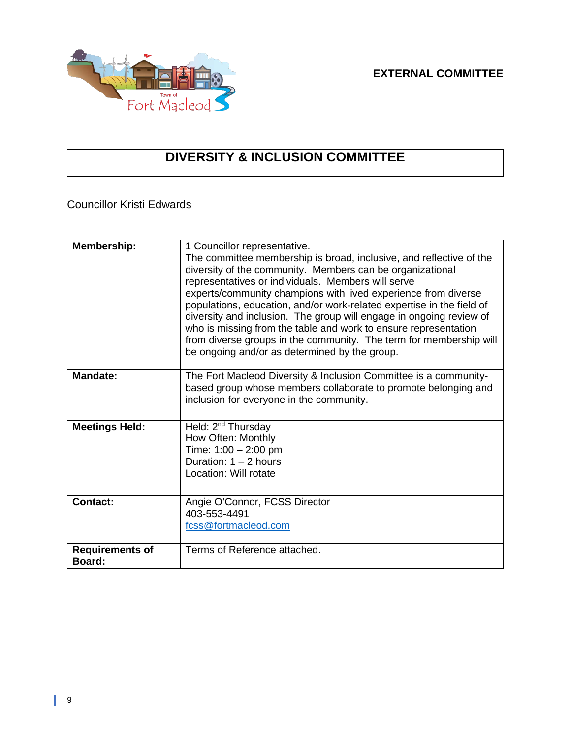**EXTERNAL COMMITTEE**

# DIVERSITY & INCLUSION COMMITTEE

Councillor Kristi Edwards

| | |
|---|---|
| **Membership:** | 1 Councillor representative.<br>The committee membership is broad, inclusive, and reflective of the diversity of the community. Members can be organizational representatives or individuals. Members will serve experts/community champions with lived experience from diverse populations, education, and/or work-related expertise in the field of diversity and inclusion. The group will engage in ongoing review of who is missing from the table and work to ensure representation from diverse groups in the community. The term for membership will be ongoing and/or as determined by the group. |
| **Mandate:** | The Fort Macleod Diversity & Inclusion Committee is a community-based group whose members collaborate to promote belonging and inclusion for everyone in the community. |
| **Meetings Held:** | Held: 2nd Thursday<br>How Often: Monthly<br>Time: 1:00 – 2:00 pm<br>Duration: 1 – 2 hours<br>Location: Will rotate |
| **Contact:** | Angie O'Connor, FCSS Director<br>403-553-4491<br>fcss@fortmacleod.com |
| **Requirements of Board:** | Terms of Reference attached. |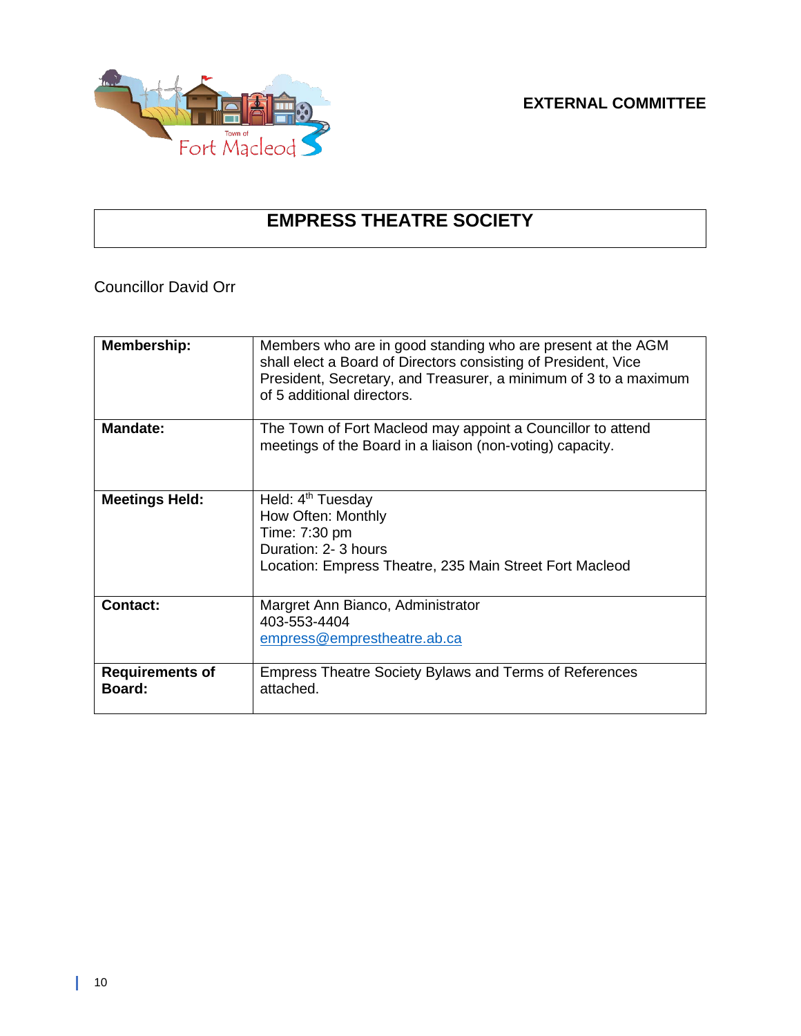**EXTERNAL COMMITTEE**

# EMPRESS THEATRE SOCIETY

Councillor David Orr

| | |
|---|---|
| **Membership:** | Members who are in good standing who are present at the AGM shall elect a Board of Directors consisting of President, Vice President, Secretary, and Treasurer, a minimum of 3 to a maximum of 5 additional directors. |
| **Mandate:** | The Town of Fort Macleod may appoint a Councillor to attend meetings of the Board in a liaison (non-voting) capacity. |
| **Meetings Held:** | Held: 4th Tuesday<br>How Often: Monthly<br>Time: 7:30 pm<br>Duration: 2- 3 hours<br>Location: Empress Theatre, 235 Main Street Fort Macleod |
| **Contact:** | Margret Ann Bianco, Administrator<br>403-553-4404<br>empress@emprestheatre.ab.ca |
| **Requirements of Board:** | Empress Theatre Society Bylaws and Terms of References attached. |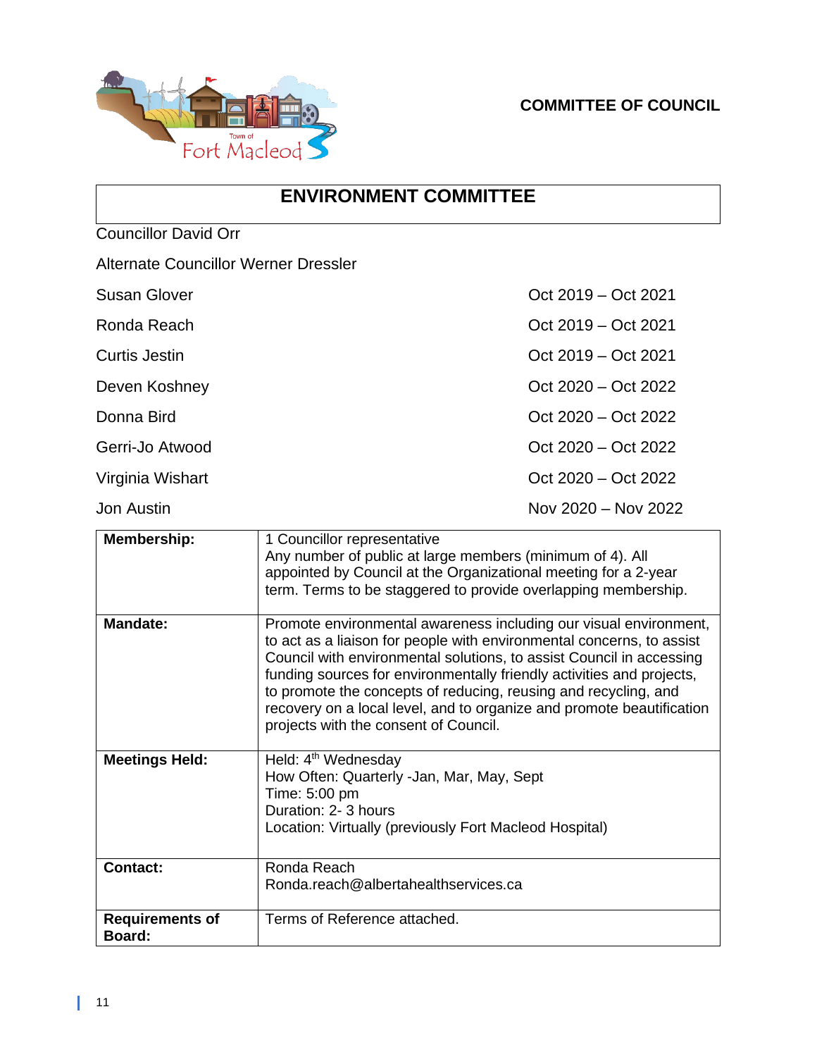**COMMITTEE OF COUNCIL**

## ENVIRONMENT COMMITTEE

Councillor David Orr

Alternate Councillor Werner Dressler

| | |
|---|---|
| Susan Glover | Oct 2019 – Oct 2021 |
| Ronda Reach | Oct 2019 – Oct 2021 |
| Curtis Jestin | Oct 2019 – Oct 2021 |
| Deven Koshney | Oct 2020 – Oct 2022 |
| Donna Bird | Oct 2020 – Oct 2022 |
| Gerri-Jo Atwood | Oct 2020 – Oct 2022 |
| Virginia Wishart | Oct 2020 – Oct 2022 |
| Jon Austin | Nov 2020 – Nov 2022 |

| | |
|---|---|
| **Membership:** | 1 Councillor representative<br>Any number of public at large members (minimum of 4). All appointed by Council at the Organizational meeting for a 2-year term. Terms to be staggered to provide overlapping membership. |
| **Mandate:** | Promote environmental awareness including our visual environment, to act as a liaison for people with environmental concerns, to assist Council with environmental solutions, to assist Council in accessing funding sources for environmentally friendly activities and projects, to promote the concepts of reducing, reusing and recycling, and recovery on a local level, and to organize and promote beautification projects with the consent of Council. |
| **Meetings Held:** | Held: 4th Wednesday<br>How Often: Quarterly -Jan, Mar, May, Sept<br>Time: 5:00 pm<br>Duration: 2- 3 hours<br>Location: Virtually (previously Fort Macleod Hospital) |
| **Contact:** | Ronda Reach<br>Ronda.reach@albertahealthservices.ca |
| **Requirements of Board:** | Terms of Reference attached. |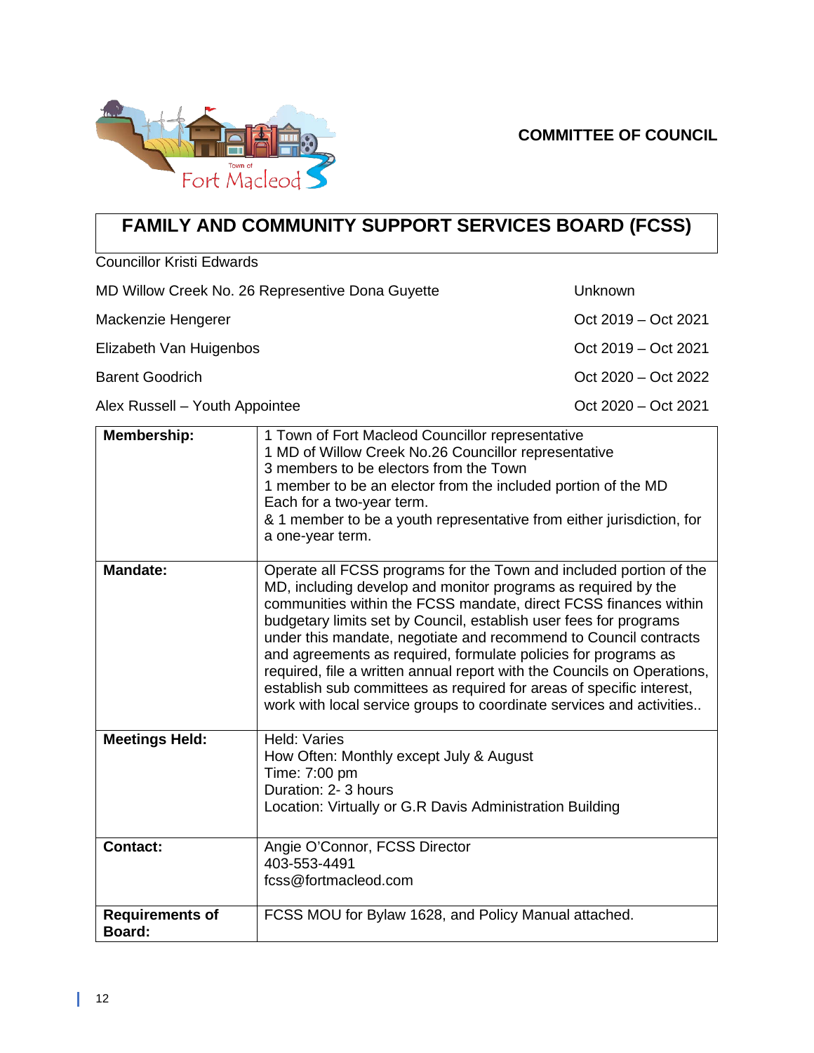**COMMITTEE OF COUNCIL**

# FAMILY AND COMMUNITY SUPPORT SERVICES BOARD (FCSS)

| | |
|---|---|
| Councillor Kristi Edwards | |
| MD Willow Creek No. 26 Representive Dona Guyette | Unknown |
| Mackenzie Hengerer | Oct 2019 – Oct 2021 |
| Elizabeth Van Huigenbos | Oct 2019 – Oct 2021 |
| Barent Goodrich | Oct 2020 – Oct 2022 |
| Alex Russell – Youth Appointee | Oct 2020 – Oct 2021 |

| | |
|---|---|
| **Membership:** | 1 Town of Fort Macleod Councillor representative<br>1 MD of Willow Creek No.26 Councillor representative<br>3 members to be electors from the Town<br>1 member to be an elector from the included portion of the MD<br>Each for a two-year term.<br>& 1 member to be a youth representative from either jurisdiction, for a one-year term. |
| **Mandate:** | Operate all FCSS programs for the Town and included portion of the MD, including develop and monitor programs as required by the communities within the FCSS mandate, direct FCSS finances within budgetary limits set by Council, establish user fees for programs under this mandate, negotiate and recommend to Council contracts and agreements as required, formulate policies for programs as required, file a written annual report with the Councils on Operations, establish sub committees as required for areas of specific interest, work with local service groups to coordinate services and activities.. |
| **Meetings Held:** | Held: Varies<br>How Often: Monthly except July & August<br>Time: 7:00 pm<br>Duration: 2- 3 hours<br>Location: Virtually or G.R Davis Administration Building |
| **Contact:** | Angie O'Connor, FCSS Director<br>403-553-4491<br>fcss@fortmacleod.com |
| **Requirements of Board:** | FCSS MOU for Bylaw 1628, and Policy Manual attached. |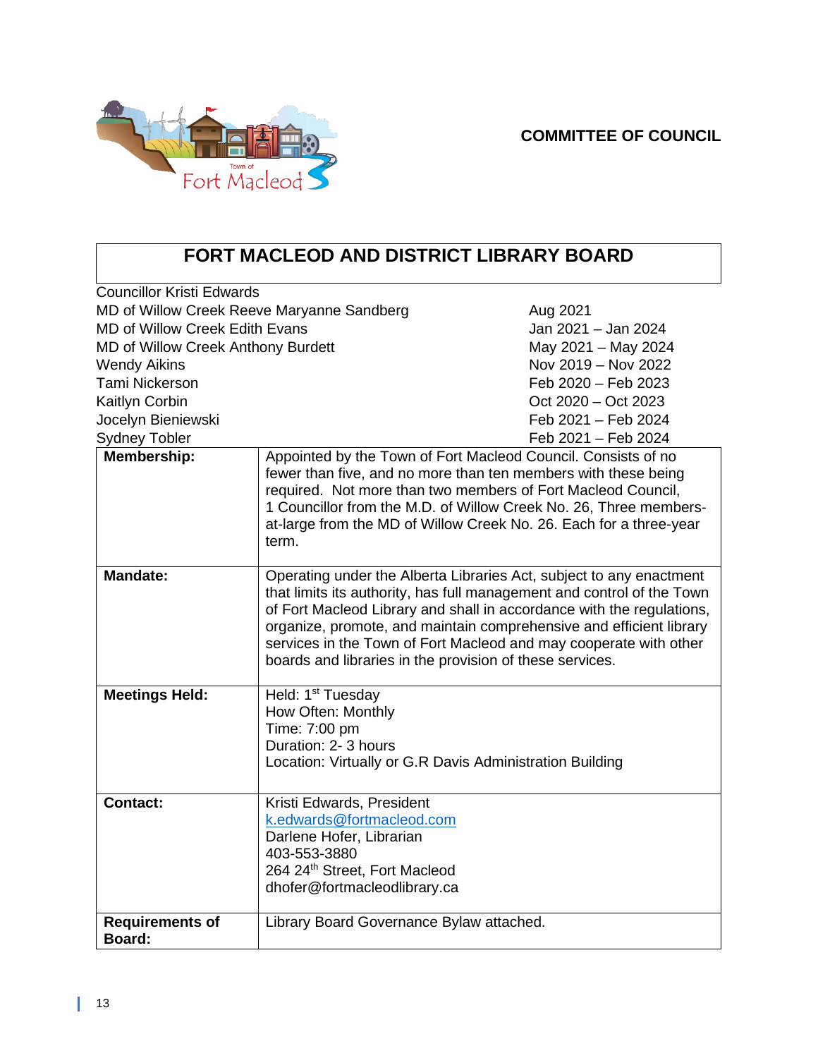**COMMITTEE OF COUNCIL**

## FORT MACLEOD AND DISTRICT LIBRARY BOARD

| Member | Term |
|---|---|
| Councillor Kristi Edwards | |
| MD of Willow Creek Reeve Maryanne Sandberg | Aug 2021 |
| MD of Willow Creek Edith Evans | Jan 2021 – Jan 2024 |
| MD of Willow Creek Anthony Burdett | May 2021 – May 2024 |
| Wendy Aikins | Nov 2019 – Nov 2022 |
| Tami Nickerson | Feb 2020 – Feb 2023 |
| Kaitlyn Corbin | Oct 2020 – Oct 2023 |
| Jocelyn Bieniewski | Feb 2021 – Feb 2024 |
| Sydney Tobler | Feb 2021 – Feb 2024 |

| | |
|---|---|
| **Membership:** | Appointed by the Town of Fort Macleod Council. Consists of no fewer than five, and no more than ten members with these being required. Not more than two members of Fort Macleod Council, 1 Councillor from the M.D. of Willow Creek No. 26, Three members-at-large from the MD of Willow Creek No. 26. Each for a three-year term. |
| **Mandate:** | Operating under the Alberta Libraries Act, subject to any enactment that limits its authority, has full management and control of the Town of Fort Macleod Library and shall in accordance with the regulations, organize, promote, and maintain comprehensive and efficient library services in the Town of Fort Macleod and may cooperate with other boards and libraries in the provision of these services. |
| **Meetings Held:** | Held: 1st Tuesday<br>How Often: Monthly<br>Time: 7:00 pm<br>Duration: 2- 3 hours<br>Location: Virtually or G.R Davis Administration Building |
| **Contact:** | Kristi Edwards, President<br>k.edwards@fortmacleod.com<br>Darlene Hofer, Librarian<br>403-553-3880<br>264 24th Street, Fort Macleod<br>dhofer@fortmacleodlibrary.ca |
| **Requirements of Board:** | Library Board Governance Bylaw attached. |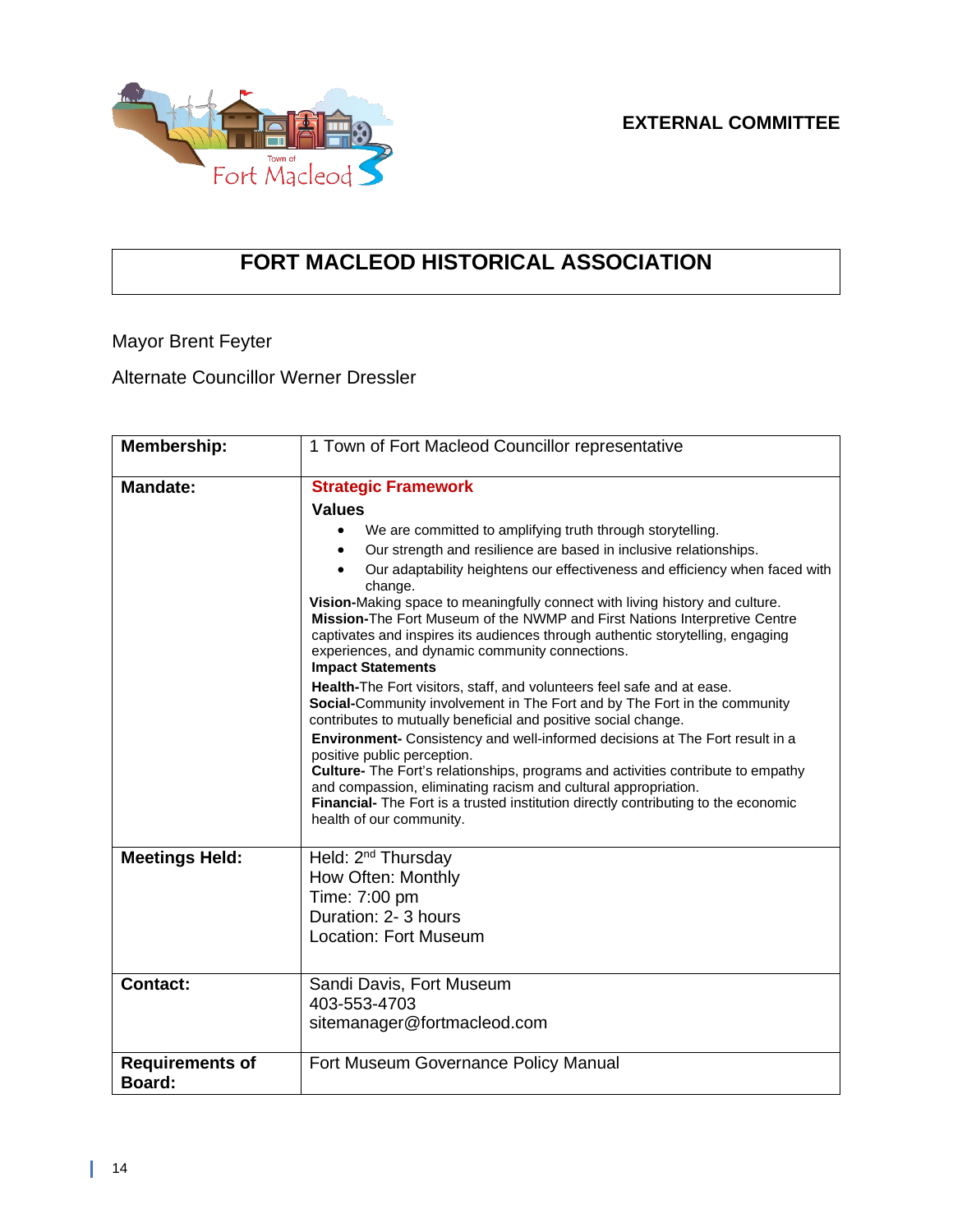**EXTERNAL COMMITTEE**

# FORT MACLEOD HISTORICAL ASSOCIATION

Mayor Brent Feyter

Alternate Councillor Werner Dressler

| **Membership:** | 1 Town of Fort Macleod Councillor representative |
|---|---|
| **Mandate:** | **Strategic Framework**<br>**Values**<br>• We are committed to amplifying truth through storytelling.<br>• Our strength and resilience are based in inclusive relationships.<br>• Our adaptability heightens our effectiveness and efficiency when faced with change.<br>**Vision**-Making space to meaningfully connect with living history and culture.<br>**Mission**-The Fort Museum of the NWMP and First Nations Interpretive Centre captivates and inspires its audiences through authentic storytelling, engaging experiences, and dynamic community connections.<br>**Impact Statements**<br>**Health**-The Fort visitors, staff, and volunteers feel safe and at ease.<br>**Social**-Community involvement in The Fort and by The Fort in the community contributes to mutually beneficial and positive social change.<br>**Environment-** Consistency and well-informed decisions at The Fort result in a positive public perception.<br>**Culture-** The Fort's relationships, programs and activities contribute to empathy and compassion, eliminating racism and cultural appropriation.<br>**Financial-** The Fort is a trusted institution directly contributing to the economic health of our community. |
| **Meetings Held:** | Held: 2nd Thursday<br>How Often: Monthly<br>Time: 7:00 pm<br>Duration: 2- 3 hours<br>Location: Fort Museum |
| **Contact:** | Sandi Davis, Fort Museum<br>403-553-4703<br>sitemanager@fortmacleod.com |
| **Requirements of Board:** | Fort Museum Governance Policy Manual |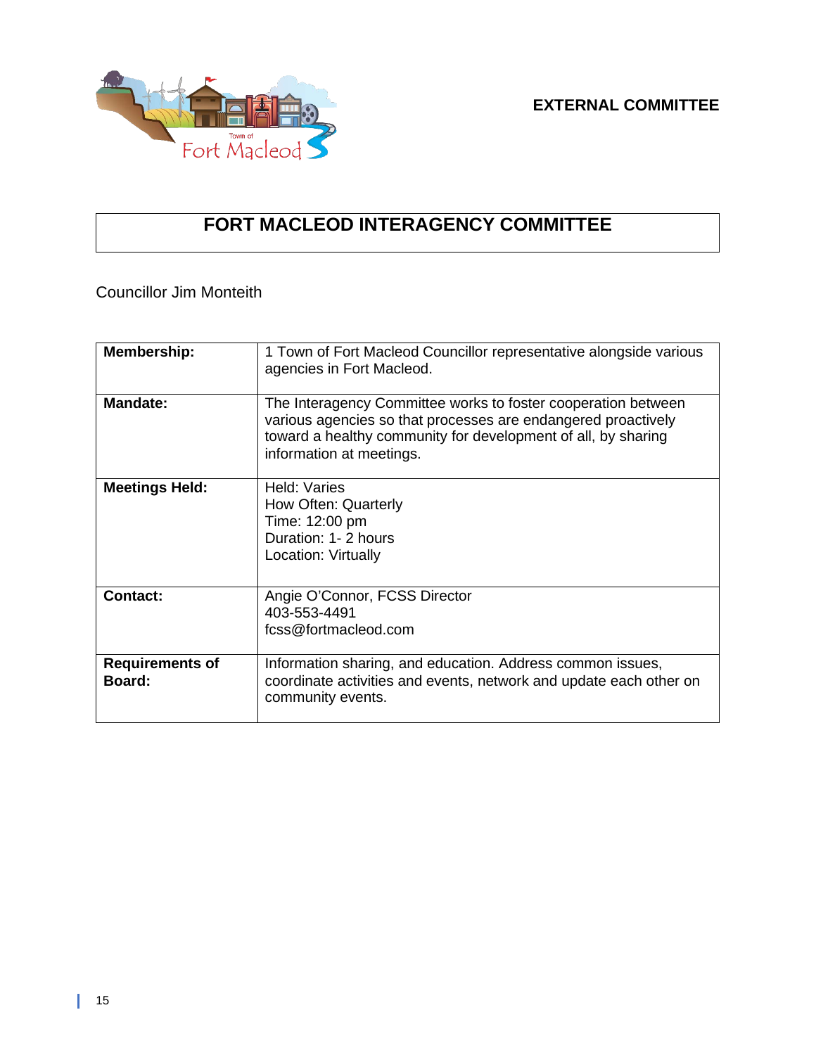**EXTERNAL COMMITTEE**

# FORT MACLEOD INTERAGENCY COMMITTEE

Councillor Jim Monteith

| | |
|---|---|
| **Membership:** | 1 Town of Fort Macleod Councillor representative alongside various agencies in Fort Macleod. |
| **Mandate:** | The Interagency Committee works to foster cooperation between various agencies so that processes are endangered proactively toward a healthy community for development of all, by sharing information at meetings. |
| **Meetings Held:** | Held: Varies<br>How Often: Quarterly<br>Time: 12:00 pm<br>Duration: 1- 2 hours<br>Location: Virtually |
| **Contact:** | Angie O'Connor, FCSS Director<br>403-553-4491<br>fcss@fortmacleod.com |
| **Requirements of Board:** | Information sharing, and education. Address common issues, coordinate activities and events, network and update each other on community events. |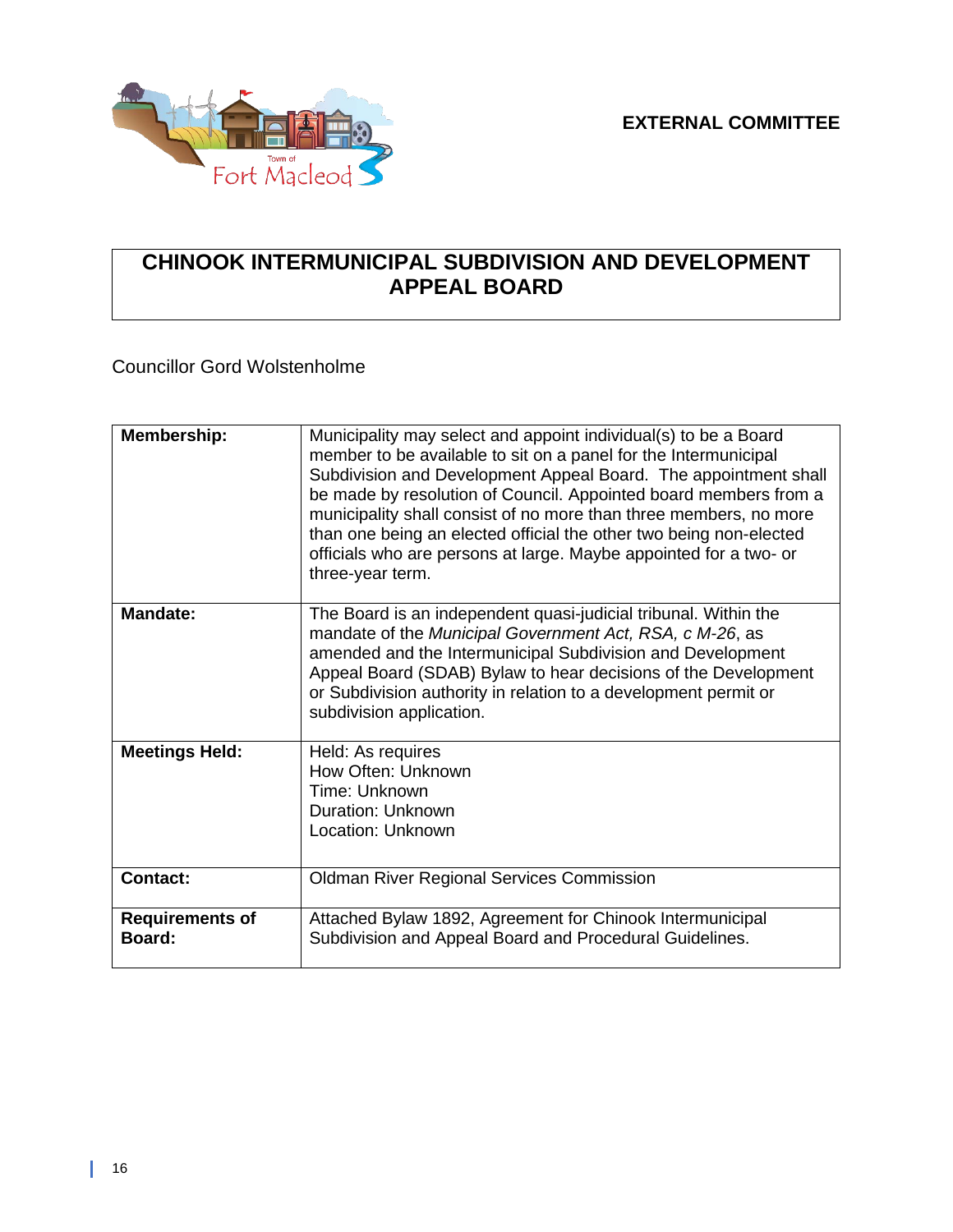**EXTERNAL COMMITTEE**

# CHINOOK INTERMUNICIPAL SUBDIVISION AND DEVELOPMENT APPEAL BOARD

Councillor Gord Wolstenholme

| | |
|---|---|
| **Membership:** | Municipality may select and appoint individual(s) to be a Board member to be available to sit on a panel for the Intermunicipal Subdivision and Development Appeal Board. The appointment shall be made by resolution of Council. Appointed board members from a municipality shall consist of no more than three members, no more than one being an elected official the other two being non-elected officials who are persons at large. Maybe appointed for a two- or three-year term. |
| **Mandate:** | The Board is an independent quasi-judicial tribunal. Within the mandate of the *Municipal Government Act, RSA, c M-26*, as amended and the Intermunicipal Subdivision and Development Appeal Board (SDAB) Bylaw to hear decisions of the Development or Subdivision authority in relation to a development permit or subdivision application. |
| **Meetings Held:** | Held: As requires<br>How Often: Unknown<br>Time: Unknown<br>Duration: Unknown<br>Location: Unknown |
| **Contact:** | Oldman River Regional Services Commission |
| **Requirements of Board:** | Attached Bylaw 1892, Agreement for Chinook Intermunicipal Subdivision and Appeal Board and Procedural Guidelines. |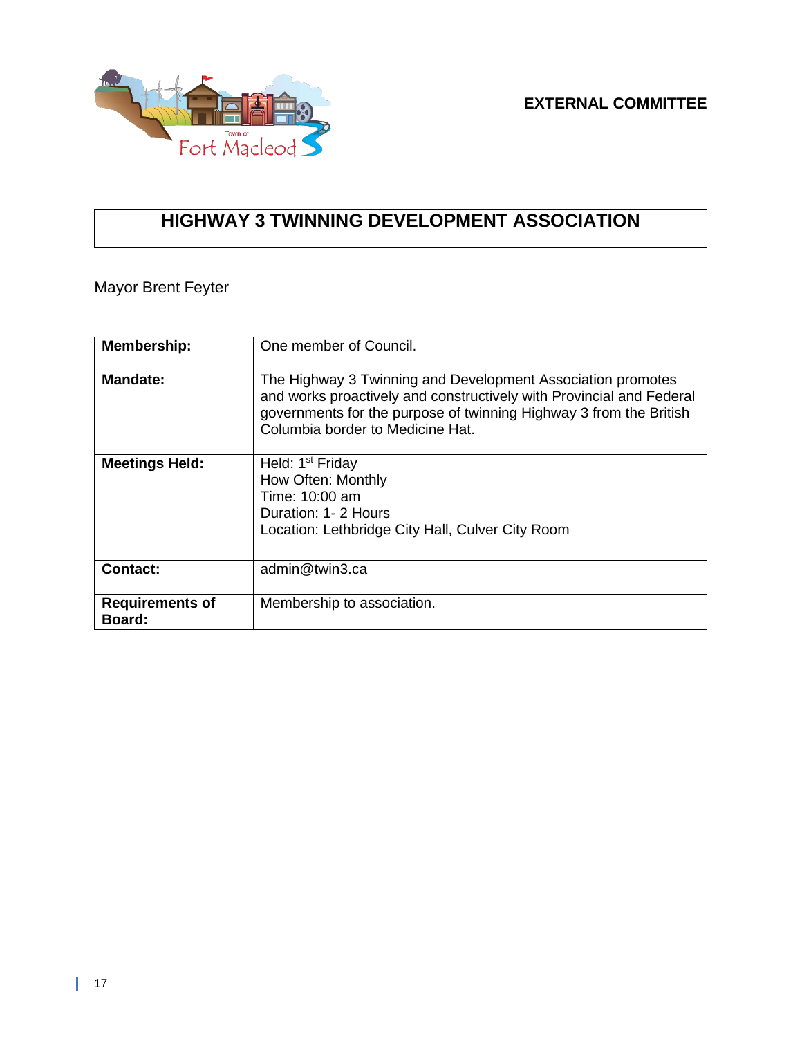**EXTERNAL COMMITTEE**

# HIGHWAY 3 TWINNING DEVELOPMENT ASSOCIATION

Mayor Brent Feyter

| | |
|---|---|
| **Membership:** | One member of Council. |
| **Mandate:** | The Highway 3 Twinning and Development Association promotes and works proactively and constructively with Provincial and Federal governments for the purpose of twinning Highway 3 from the British Columbia border to Medicine Hat. |
| **Meetings Held:** | Held: 1st Friday<br>How Often: Monthly<br>Time: 10:00 am<br>Duration: 1- 2 Hours<br>Location: Lethbridge City Hall, Culver City Room |
| **Contact:** | admin@twin3.ca |
| **Requirements of Board:** | Membership to association. |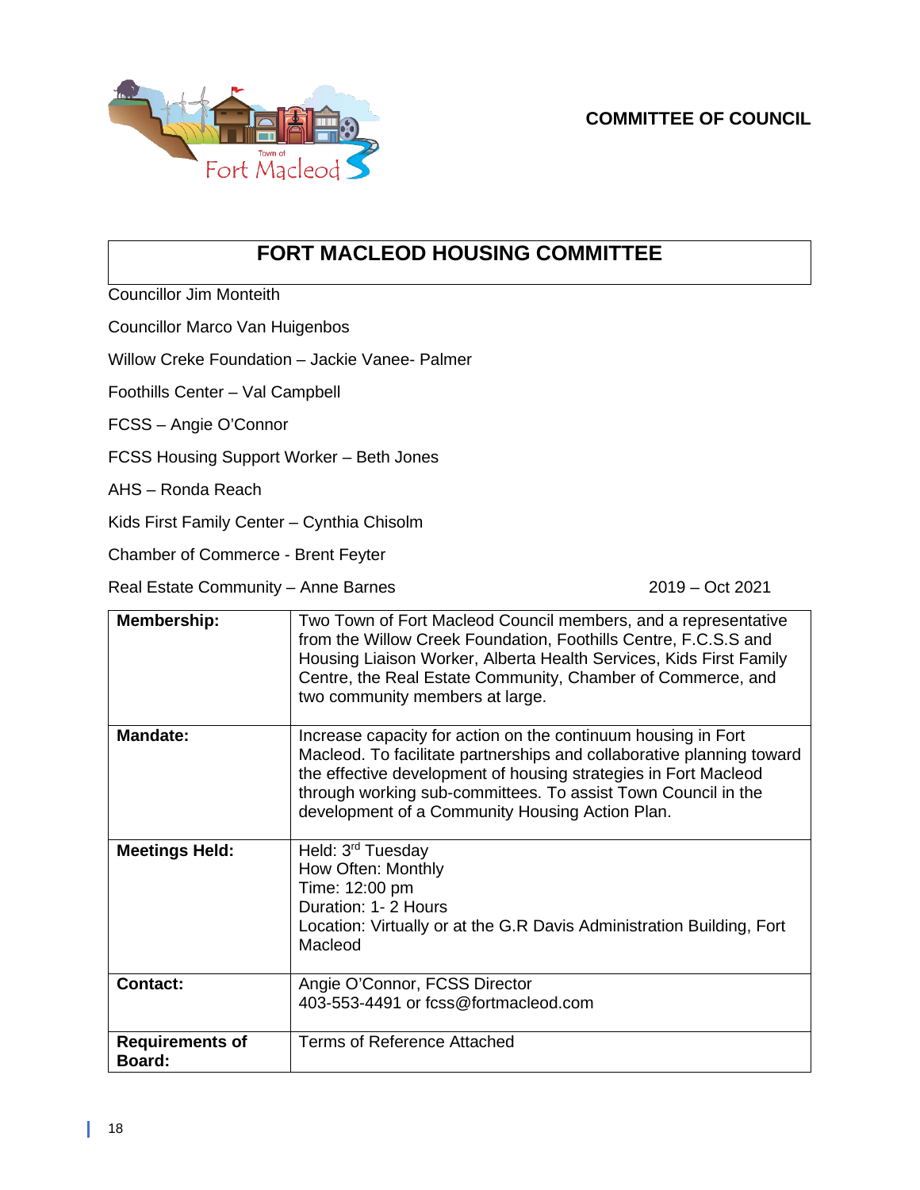**COMMITTEE OF COUNCIL**

# FORT MACLEOD HOUSING COMMITTEE

Councillor Jim Monteith

Councillor Marco Van Huigenbos

Willow Creke Foundation – Jackie Vanee- Palmer

Foothills Center – Val Campbell

FCSS – Angie O'Connor

FCSS Housing Support Worker – Beth Jones

AHS – Ronda Reach

Kids First Family Center – Cynthia Chisolm

Chamber of Commerce - Brent Feyter

Real Estate Community – Anne Barnes 2019 – Oct 2021

| | |
|---|---|
| **Membership:** | Two Town of Fort Macleod Council members, and a representative from the Willow Creek Foundation, Foothills Centre, F.C.S.S and Housing Liaison Worker, Alberta Health Services, Kids First Family Centre, the Real Estate Community, Chamber of Commerce, and two community members at large. |
| **Mandate:** | Increase capacity for action on the continuum housing in Fort Macleod. To facilitate partnerships and collaborative planning toward the effective development of housing strategies in Fort Macleod through working sub-committees. To assist Town Council in the development of a Community Housing Action Plan. |
| **Meetings Held:** | Held: 3rd Tuesday<br>How Often: Monthly<br>Time: 12:00 pm<br>Duration: 1- 2 Hours<br>Location: Virtually or at the G.R Davis Administration Building, Fort Macleod |
| **Contact:** | Angie O'Connor, FCSS Director<br>403-553-4491 or fcss@fortmacleod.com |
| **Requirements of Board:** | Terms of Reference Attached |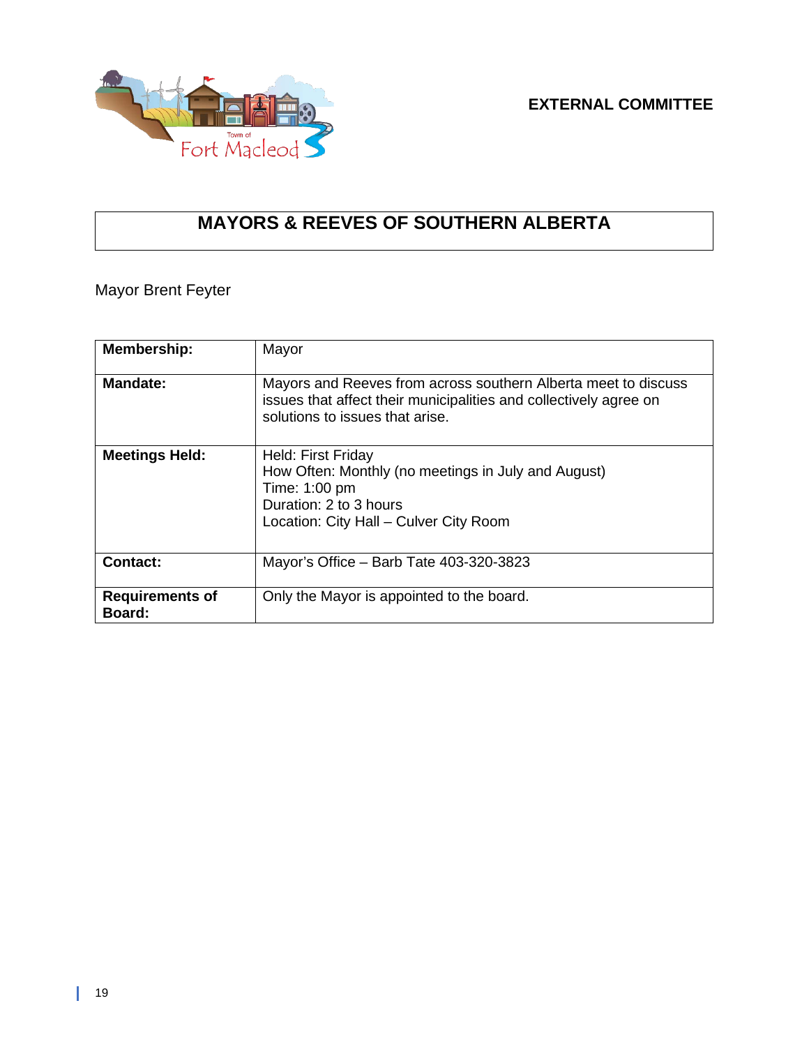**EXTERNAL COMMITTEE**

# MAYORS & REEVES OF SOUTHERN ALBERTA

Mayor Brent Feyter

| | |
|---|---|
| **Membership:** | Mayor |
| **Mandate:** | Mayors and Reeves from across southern Alberta meet to discuss issues that affect their municipalities and collectively agree on solutions to issues that arise. |
| **Meetings Held:** | Held: First Friday<br>How Often: Monthly (no meetings in July and August)<br>Time: 1:00 pm<br>Duration: 2 to 3 hours<br>Location: City Hall – Culver City Room |
| **Contact:** | Mayor's Office – Barb Tate 403-320-3823 |
| **Requirements of Board:** | Only the Mayor is appointed to the board. |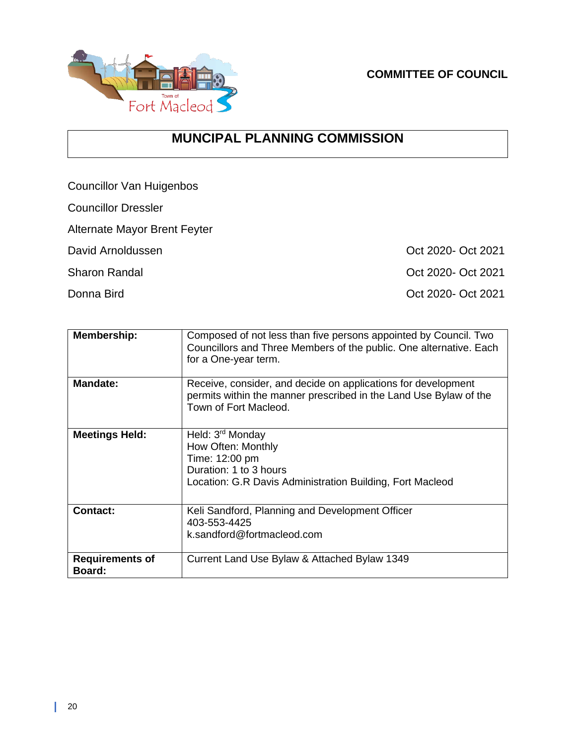**COMMITTEE OF COUNCIL**

# MUNCIPAL PLANNING COMMISSION

Councillor Van Huigenbos

Councillor Dressler

Alternate Mayor Brent Feyter

David Arnoldussen — Oct 2020- Oct 2021

Sharon Randal — Oct 2020- Oct 2021

Donna Bird — Oct 2020- Oct 2021

| | |
|---|---|
| **Membership:** | Composed of not less than five persons appointed by Council. Two Councillors and Three Members of the public. One alternative. Each for a One-year term. |
| **Mandate:** | Receive, consider, and decide on applications for development permits within the manner prescribed in the Land Use Bylaw of the Town of Fort Macleod. |
| **Meetings Held:** | Held: 3rd Monday<br>How Often: Monthly<br>Time: 12:00 pm<br>Duration: 1 to 3 hours<br>Location: G.R Davis Administration Building, Fort Macleod |
| **Contact:** | Keli Sandford, Planning and Development Officer<br>403-553-4425<br>k.sandford@fortmacleod.com |
| **Requirements of Board:** | Current Land Use Bylaw & Attached Bylaw 1349 |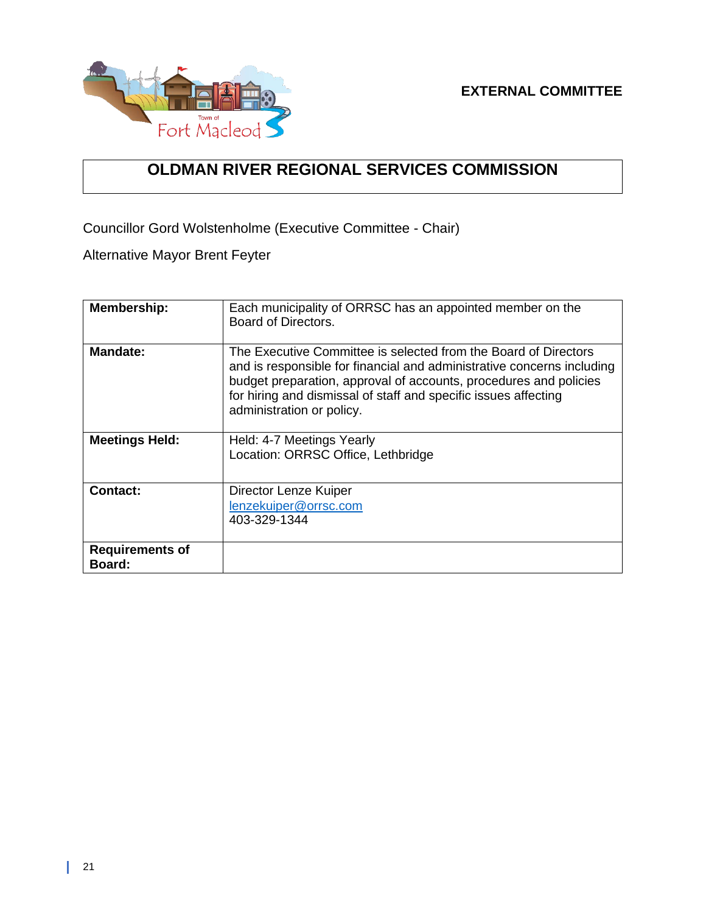**EXTERNAL COMMITTEE**

# OLDMAN RIVER REGIONAL SERVICES COMMISSION

Councillor Gord Wolstenholme (Executive Committee - Chair)

Alternative Mayor Brent Feyter

| | |
|---|---|
| **Membership:** | Each municipality of ORRSC has an appointed member on the Board of Directors. |
| **Mandate:** | The Executive Committee is selected from the Board of Directors and is responsible for financial and administrative concerns including budget preparation, approval of accounts, procedures and policies for hiring and dismissal of staff and specific issues affecting administration or policy. |
| **Meetings Held:** | Held: 4-7 Meetings Yearly<br>Location: ORRSC Office, Lethbridge |
| **Contact:** | Director Lenze Kuiper<br>lenzekuiper@orrsc.com<br>403-329-1344 |
| **Requirements of Board:** | |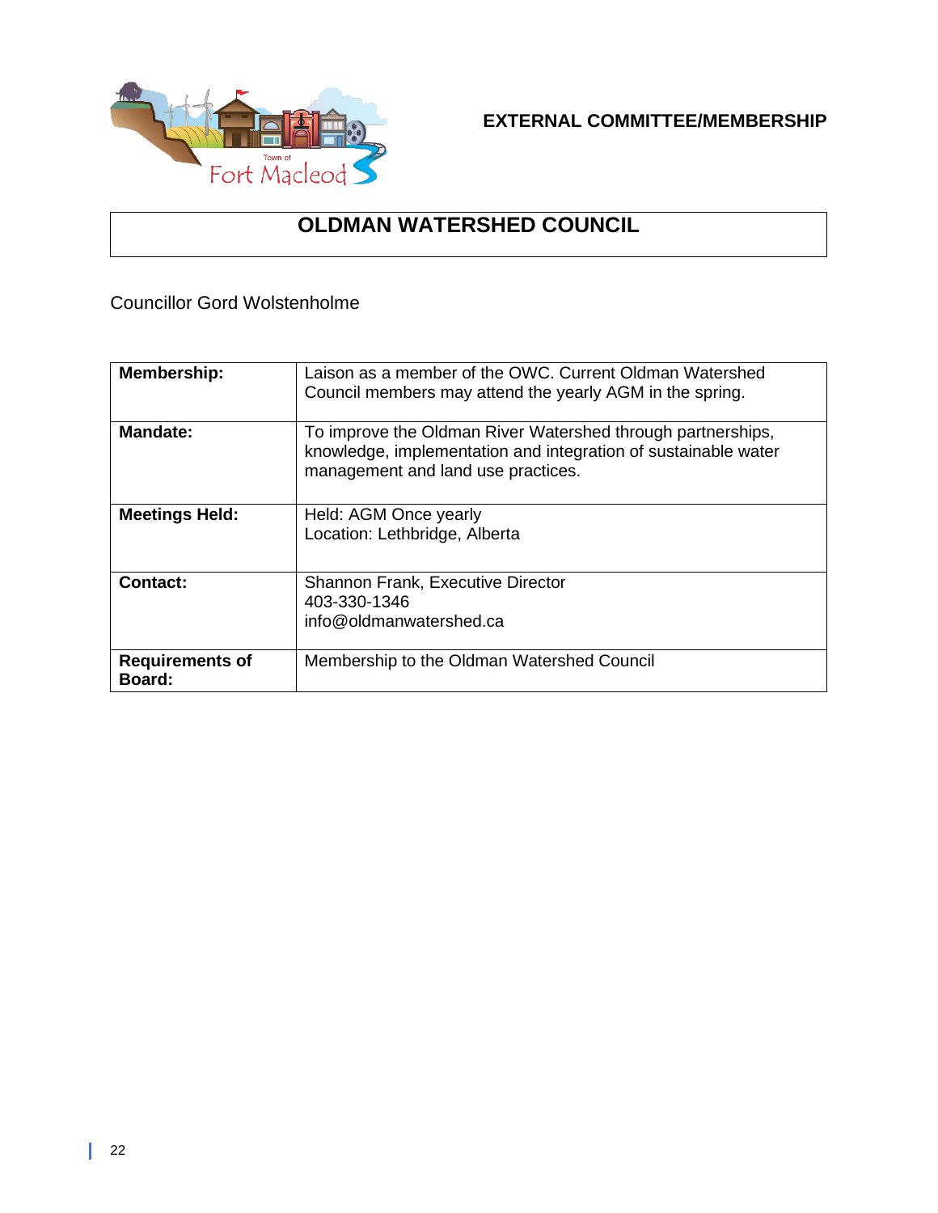**EXTERNAL COMMITTEE/MEMBERSHIP**

# OLDMAN WATERSHED COUNCIL

Councillor Gord Wolstenholme

| **Membership:** | Laison as a member of the OWC. Current Oldman Watershed Council members may attend the yearly AGM in the spring. |
|---|---|
| **Mandate:** | To improve the Oldman River Watershed through partnerships, knowledge, implementation and integration of sustainable water management and land use practices. |
| **Meetings Held:** | Held: AGM Once yearly<br>Location: Lethbridge, Alberta |
| **Contact:** | Shannon Frank, Executive Director<br>403-330-1346<br>info@oldmanwatershed.ca |
| **Requirements of Board:** | Membership to the Oldman Watershed Council |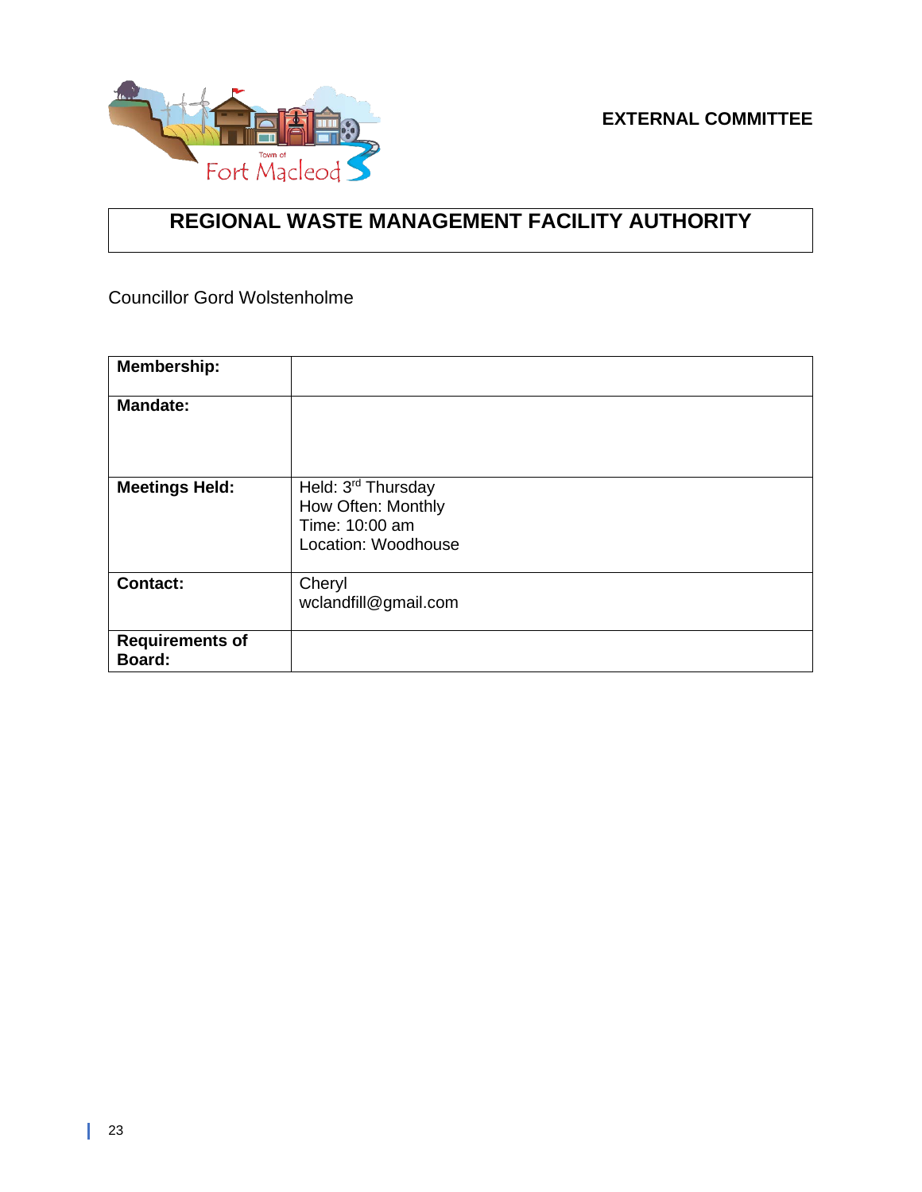**EXTERNAL COMMITTEE**

# REGIONAL WASTE MANAGEMENT FACILITY AUTHORITY

Councillor Gord Wolstenholme

| | |
|---|---|
| **Membership:** | |
| **Mandate:** | |
| **Meetings Held:** | Held: 3rd Thursday<br>How Often: Monthly<br>Time: 10:00 am<br>Location: Woodhouse |
| **Contact:** | Cheryl<br>wclandfill@gmail.com |
| **Requirements of Board:** | |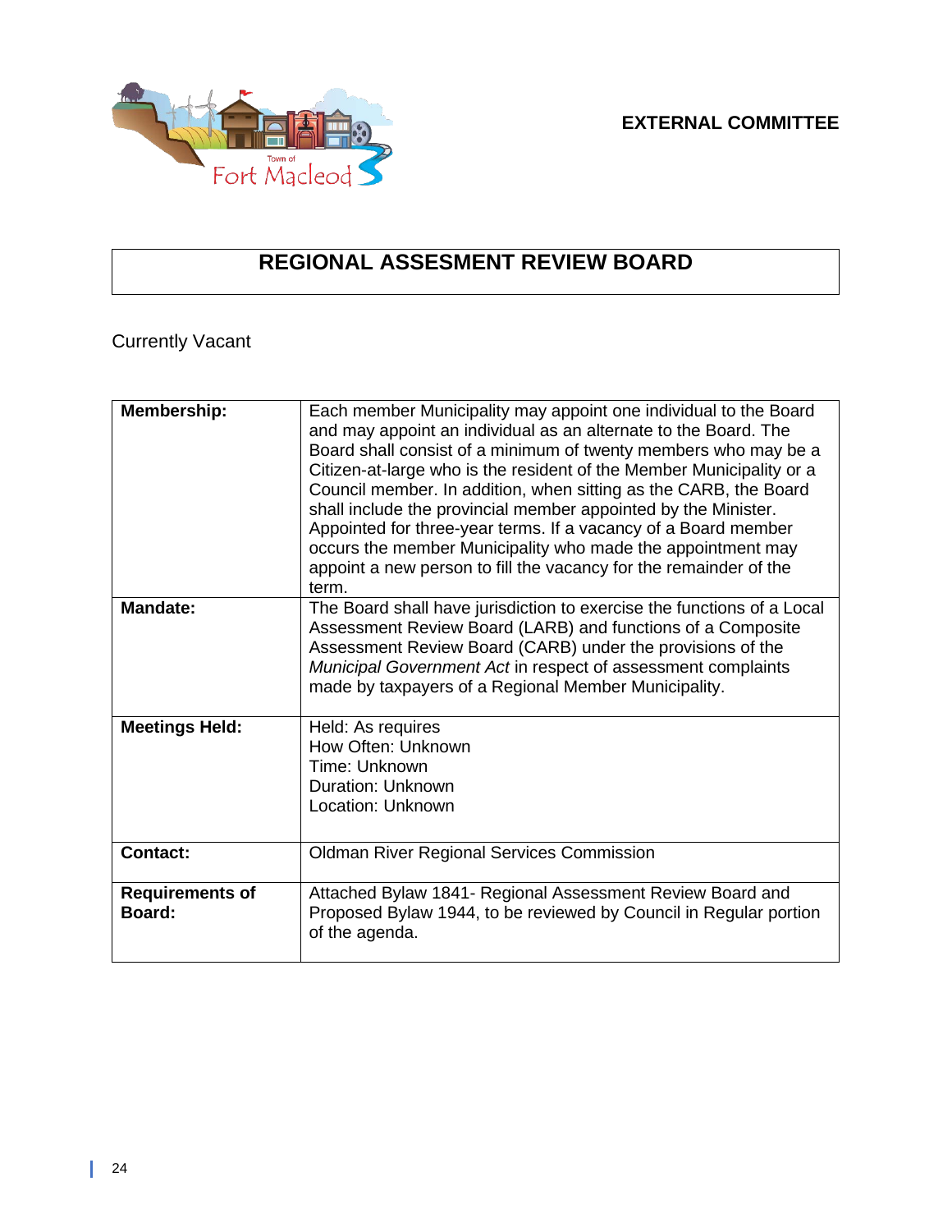**EXTERNAL COMMITTEE**

# REGIONAL ASSESMENT REVIEW BOARD

Currently Vacant

| | |
|---|---|
| **Membership:** | Each member Municipality may appoint one individual to the Board and may appoint an individual as an alternate to the Board. The Board shall consist of a minimum of twenty members who may be a Citizen-at-large who is the resident of the Member Municipality or a Council member. In addition, when sitting as the CARB, the Board shall include the provincial member appointed by the Minister. Appointed for three-year terms. If a vacancy of a Board member occurs the member Municipality who made the appointment may appoint a new person to fill the vacancy for the remainder of the term. |
| **Mandate:** | The Board shall have jurisdiction to exercise the functions of a Local Assessment Review Board (LARB) and functions of a Composite Assessment Review Board (CARB) under the provisions of the *Municipal Government Act* in respect of assessment complaints made by taxpayers of a Regional Member Municipality. |
| **Meetings Held:** | Held: As requires<br>How Often: Unknown<br>Time: Unknown<br>Duration: Unknown<br>Location: Unknown |
| **Contact:** | Oldman River Regional Services Commission |
| **Requirements of Board:** | Attached Bylaw 1841- Regional Assessment Review Board and Proposed Bylaw 1944, to be reviewed by Council in Regular portion of the agenda. |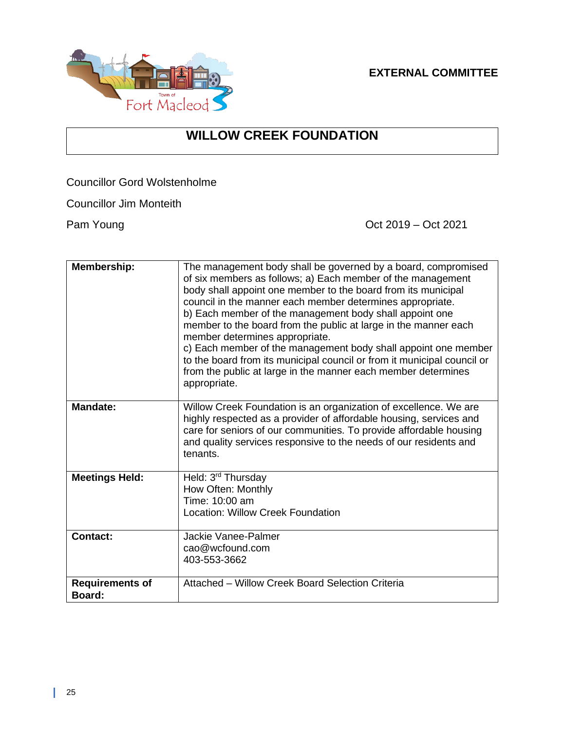**EXTERNAL COMMITTEE**

# WILLOW CREEK FOUNDATION

Councillor Gord Wolstenholme

Councillor Jim Monteith

Pam Young — Oct 2019 – Oct 2021

| | |
|---|---|
| **Membership:** | The management body shall be governed by a board, compromised of six members as follows; a) Each member of the management body shall appoint one member to the board from its municipal council in the manner each member determines appropriate.<br>b) Each member of the management body shall appoint one member to the board from the public at large in the manner each member determines appropriate.<br>c) Each member of the management body shall appoint one member to the board from its municipal council or from it municipal council or from the public at large in the manner each member determines appropriate. |
| **Mandate:** | Willow Creek Foundation is an organization of excellence. We are highly respected as a provider of affordable housing, services and care for seniors of our communities. To provide affordable housing and quality services responsive to the needs of our residents and tenants. |
| **Meetings Held:** | Held: 3rd Thursday<br>How Often: Monthly<br>Time: 10:00 am<br>Location: Willow Creek Foundation |
| **Contact:** | Jackie Vanee-Palmer<br>cao@wcfound.com<br>403-553-3662 |
| **Requirements of Board:** | Attached – Willow Creek Board Selection Criteria |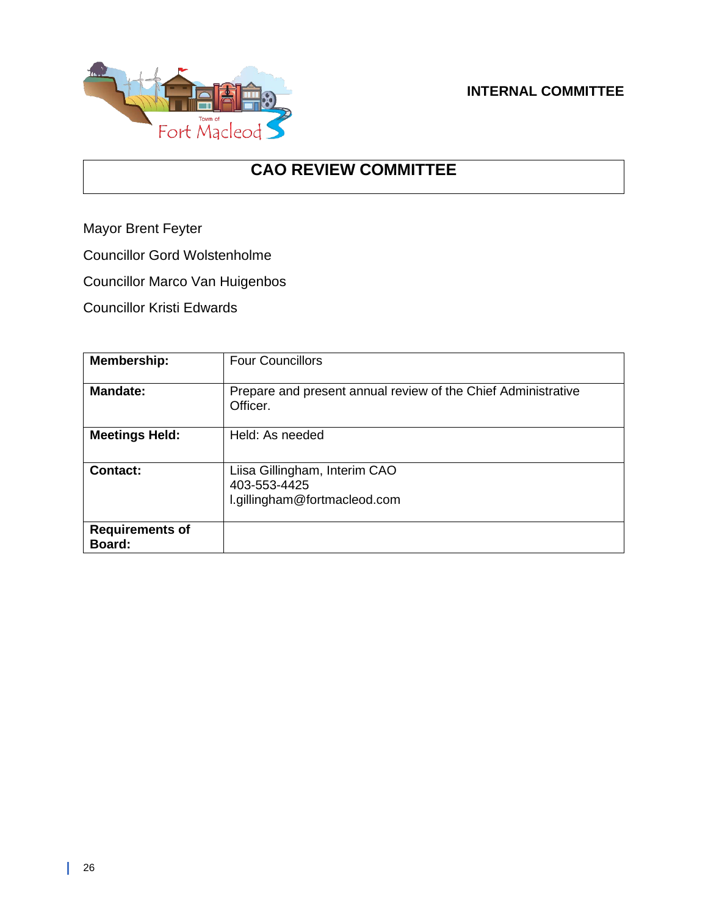**INTERNAL COMMITTEE**

# CAO REVIEW COMMITTEE

Mayor Brent Feyter

Councillor Gord Wolstenholme

Councillor Marco Van Huigenbos

Councillor Kristi Edwards

| | |
|---|---|
| **Membership:** | Four Councillors |
| **Mandate:** | Prepare and present annual review of the Chief Administrative Officer. |
| **Meetings Held:** | Held: As needed |
| **Contact:** | Liisa Gillingham, Interim CAO<br>403-553-4425<br>l.gillingham@fortmacleod.com |
| **Requirements of Board:** | |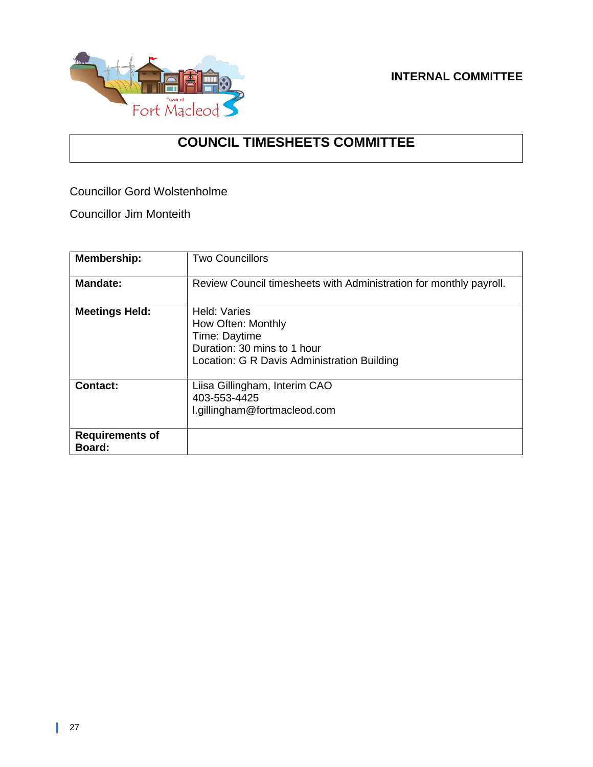**INTERNAL COMMITTEE**

# COUNCIL TIMESHEETS COMMITTEE

Councillor Gord Wolstenholme

Councillor Jim Monteith

| | |
|---|---|
| **Membership:** | Two Councillors |
| **Mandate:** | Review Council timesheets with Administration for monthly payroll. |
| **Meetings Held:** | Held: Varies<br>How Often: Monthly<br>Time: Daytime<br>Duration: 30 mins to 1 hour<br>Location: G R Davis Administration Building |
| **Contact:** | Liisa Gillingham, Interim CAO<br>403-553-4425<br>l.gillingham@fortmacleod.com |
| **Requirements of Board:** | |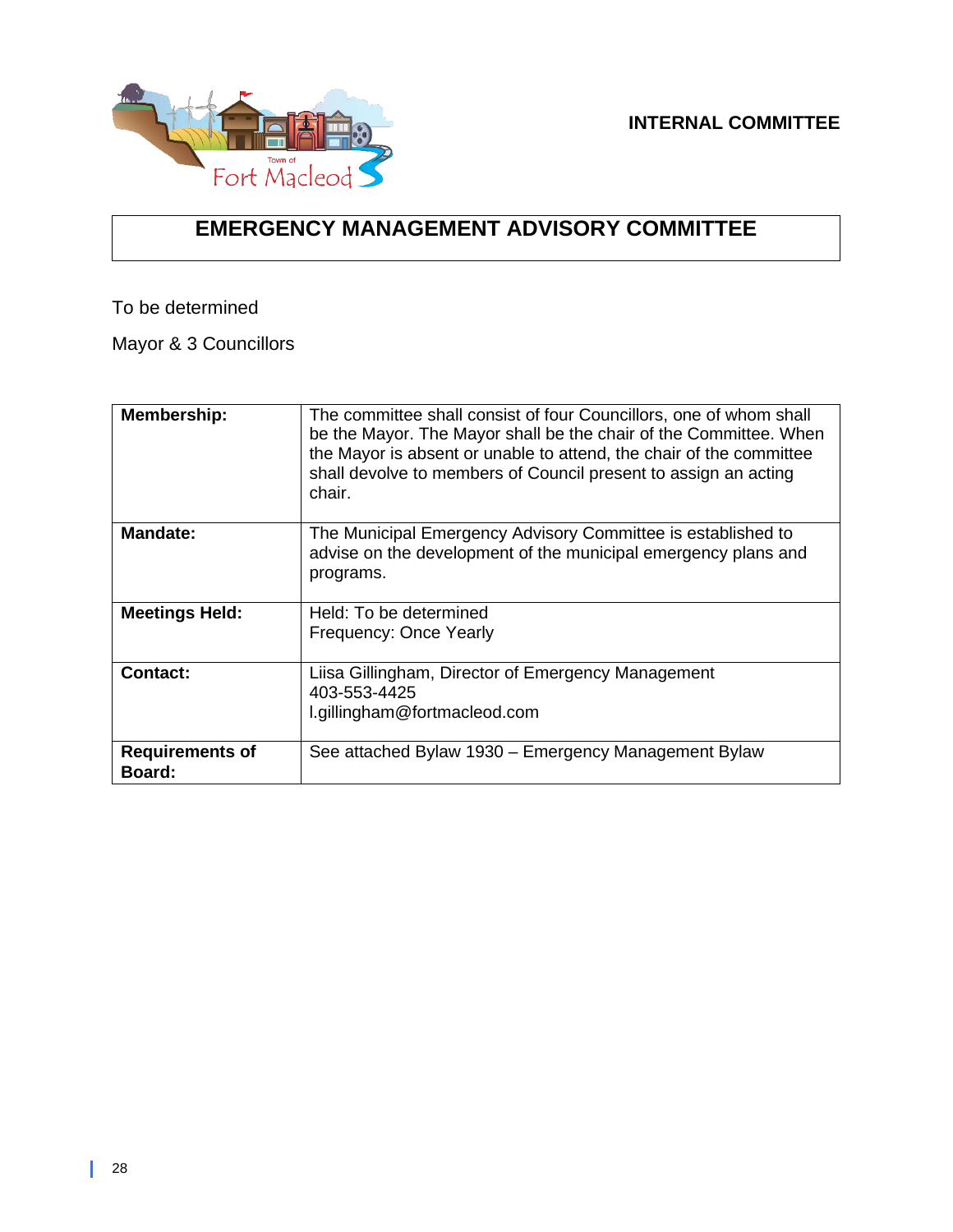**INTERNAL COMMITTEE**

# EMERGENCY MANAGEMENT ADVISORY COMMITTEE

To be determined

Mayor & 3 Councillors

| | |
|---|---|
| **Membership:** | The committee shall consist of four Councillors, one of whom shall be the Mayor. The Mayor shall be the chair of the Committee. When the Mayor is absent or unable to attend, the chair of the committee shall devolve to members of Council present to assign an acting chair. |
| **Mandate:** | The Municipal Emergency Advisory Committee is established to advise on the development of the municipal emergency plans and programs. |
| **Meetings Held:** | Held: To be determined<br>Frequency: Once Yearly |
| **Contact:** | Liisa Gillingham, Director of Emergency Management<br>403-553-4425<br>l.gillingham@fortmacleod.com |
| **Requirements of Board:** | See attached Bylaw 1930 – Emergency Management Bylaw |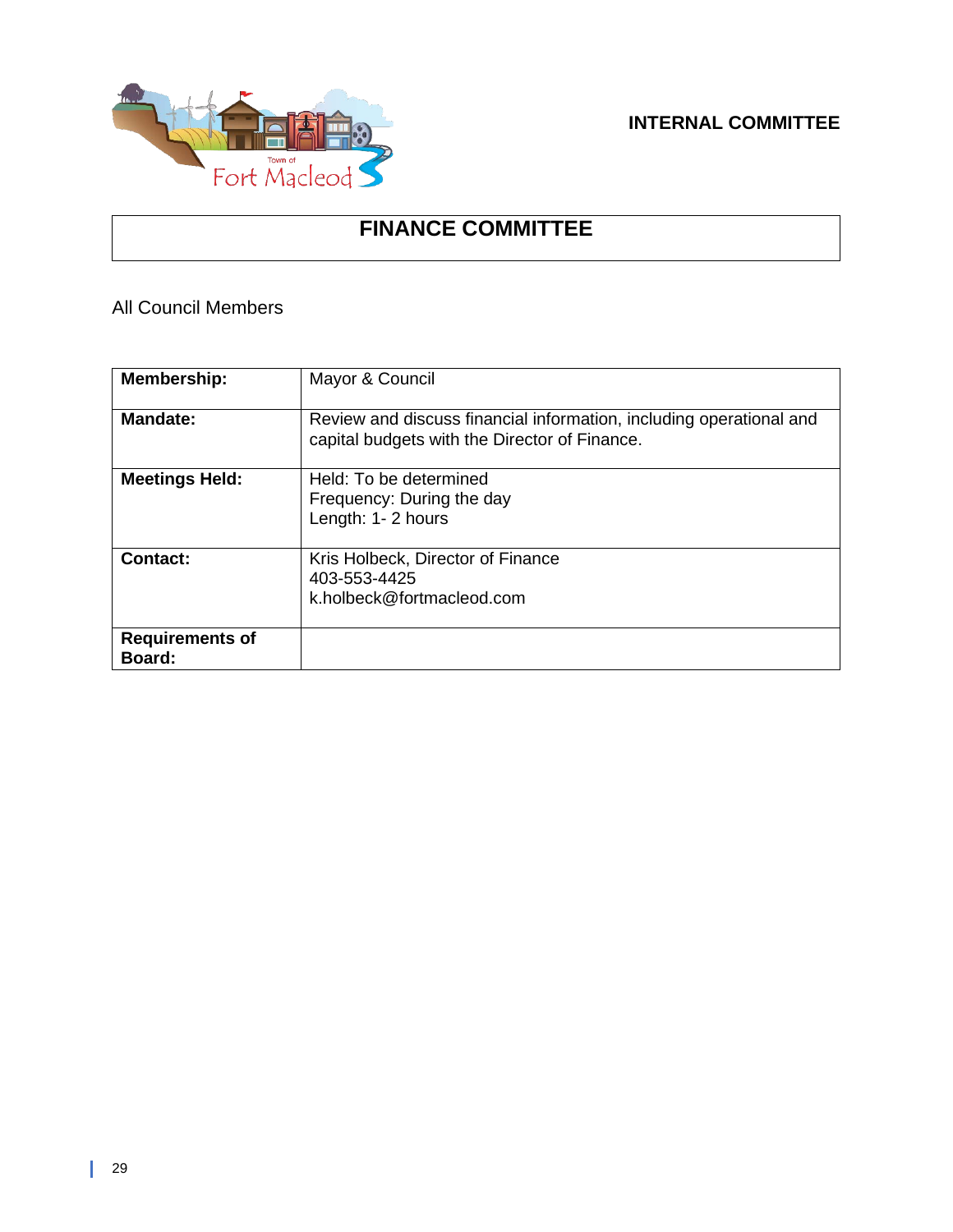**INTERNAL COMMITTEE**

# FINANCE COMMITTEE

All Council Members

| | |
|---|---|
| **Membership:** | Mayor & Council |
| **Mandate:** | Review and discuss financial information, including operational and capital budgets with the Director of Finance. |
| **Meetings Held:** | Held: To be determined<br>Frequency: During the day<br>Length: 1- 2 hours |
| **Contact:** | Kris Holbeck, Director of Finance<br>403-553-4425<br>k.holbeck@fortmacleod.com |
| **Requirements of Board:** | |